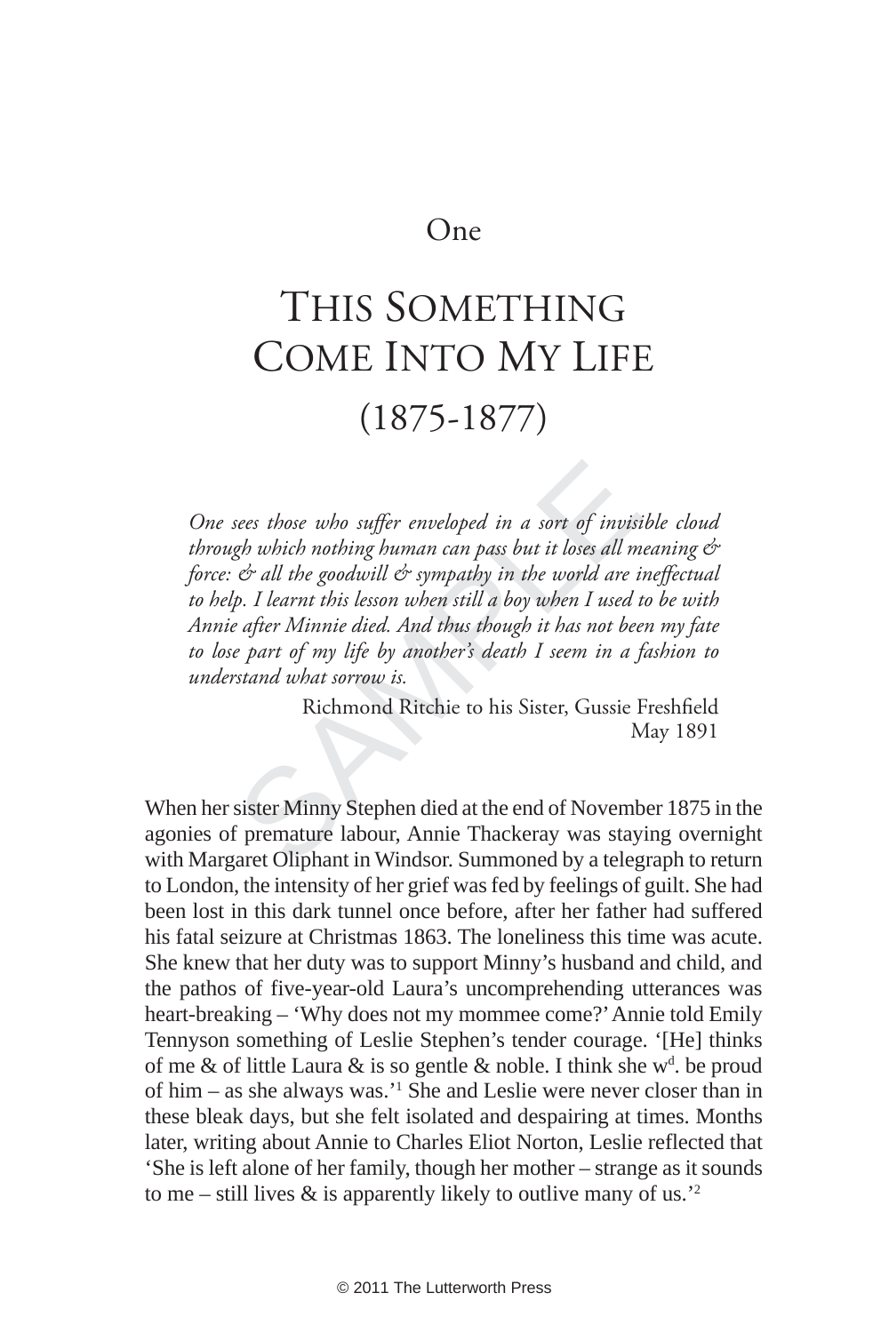# One

# This Something Come Into My Life (1875-1877)

> *One sees those who suffer enveloped in a sort of invisible cloud through which nothing human can pass but it loses all meaning & force: & all the goodwill & sympathy in the world are ineffectual to help. I learnt this lesson when still a boy when I used to be with Annie after Minnie died. And thus though it has not been my fate to lose part of my life by another's death I seem in a fashion to understand what sorrow is.*
>
> Richmond Ritchie to his Sister, Gussie Freshfield
> May 1891

When her sister Minny Stephen died at the end of November 1875 in the agonies of premature labour, Annie Thackeray was staying overnight with Margaret Oliphant in Windsor. Summoned by a telegraph to return to London, the intensity of her grief was fed by feelings of guilt. She had been lost in this dark tunnel once before, after her father had suffered his fatal seizure at Christmas 1863. The loneliness this time was acute. She knew that her duty was to support Minny's husband and child, and the pathos of five-year-old Laura's uncomprehending utterances was heart-breaking – 'Why does not my mommee come?' Annie told Emily Tennyson something of Leslie Stephen's tender courage. '[He] thinks of me & of little Laura & is so gentle & noble. I think she w$^{d}$. be proud of him – as she always was.'[1] She and Leslie were never closer than in these bleak days, but she felt isolated and despairing at times. Months later, writing about Annie to Charles Eliot Norton, Leslie reflected that 'She is left alone of her family, though her mother – strange as it sounds to me – still lives & is apparently likely to outlive many of us.'[2]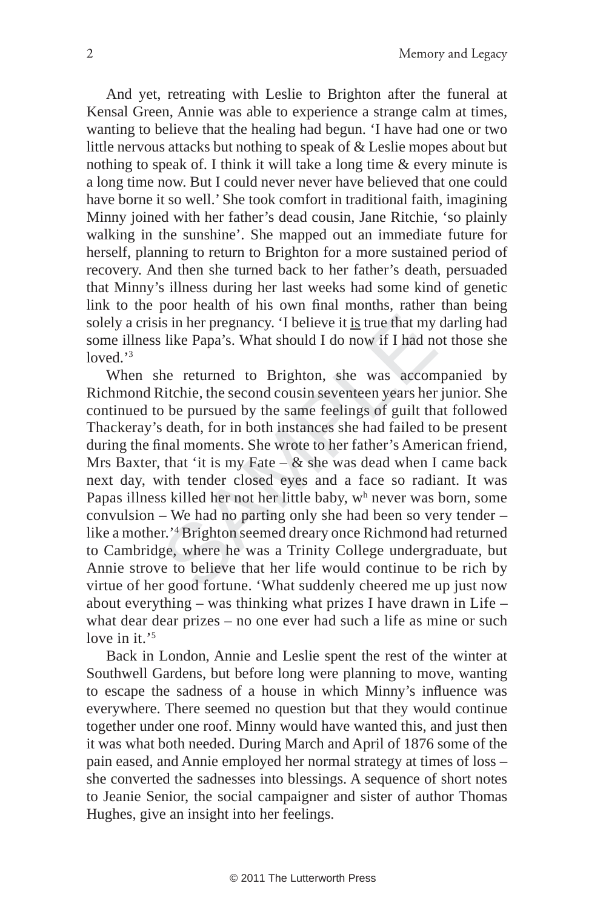And yet, retreating with Leslie to Brighton after the funeral at Kensal Green, Annie was able to experience a strange calm at times, wanting to believe that the healing had begun. 'I have had one or two little nervous attacks but nothing to speak of & Leslie mopes about but nothing to speak of. I think it will take a long time & every minute is a long time now. But I could never never have believed that one could have borne it so well.' She took comfort in traditional faith, imagining Minny joined with her father's dead cousin, Jane Ritchie, 'so plainly walking in the sunshine'. She mapped out an immediate future for herself, planning to return to Brighton for a more sustained period of recovery. And then she turned back to her father's death, persuaded that Minny's illness during her last weeks had some kind of genetic link to the poor health of his own final months, rather than being solely a crisis in her pregnancy. 'I believe it is true that my darling had some illness like Papa's. What should I do now if I had not those she loved.'[3]

When she returned to Brighton, she was accompanied by Richmond Ritchie, the second cousin seventeen years her junior. She continued to be pursued by the same feelings of guilt that followed Thackeray's death, for in both instances she had failed to be present during the final moments. She wrote to her father's American friend, Mrs Baxter, that 'it is my Fate – & she was dead when I came back next day, with tender closed eyes and a face so radiant. It was Papas illness killed her not her little baby, w[h] never was born, some convulsion – We had no parting only she had been so very tender – like a mother.'[4] Brighton seemed dreary once Richmond had returned to Cambridge, where he was a Trinity College undergraduate, but Annie strove to believe that her life would continue to be rich by virtue of her good fortune. 'What suddenly cheered me up just now about everything – was thinking what prizes I have drawn in Life – what dear dear prizes – no one ever had such a life as mine or such love in it.'[5]

Back in London, Annie and Leslie spent the rest of the winter at Southwell Gardens, but before long were planning to move, wanting to escape the sadness of a house in which Minny's influence was everywhere. There seemed no question but that they would continue together under one roof. Minny would have wanted this, and just then it was what both needed. During March and April of 1876 some of the pain eased, and Annie employed her normal strategy at times of loss – she converted the sadnesses into blessings. A sequence of short notes to Jeanie Senior, the social campaigner and sister of author Thomas Hughes, give an insight into her feelings.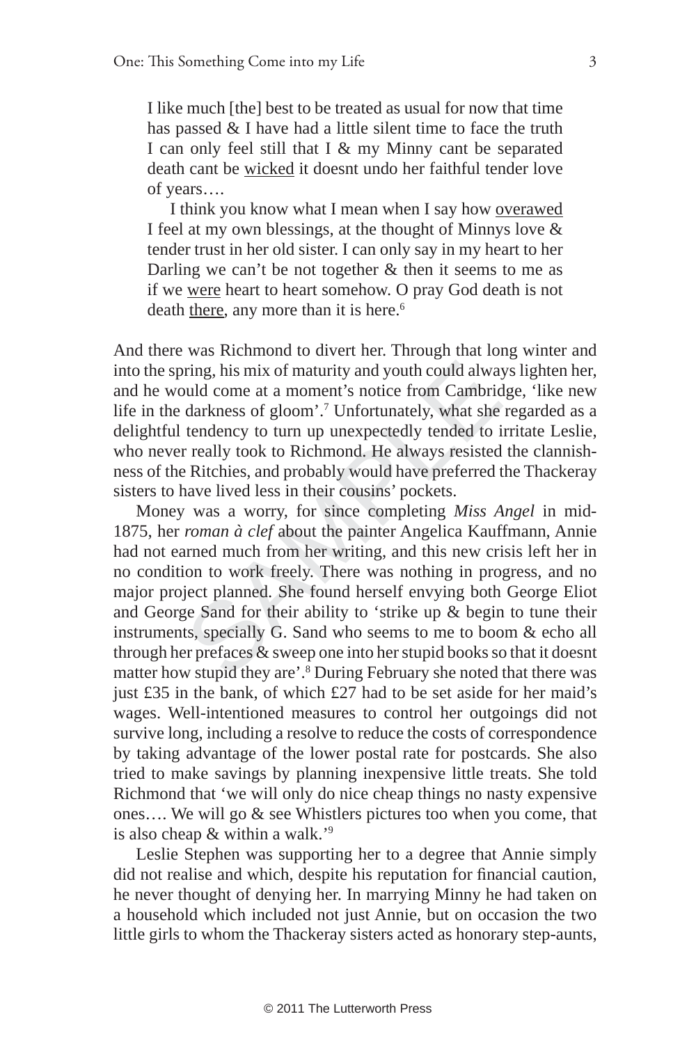I like much [the] best to be treated as usual for now that time has passed & I have had a little silent time to face the truth I can only feel still that I & my Minny cant be separated death cant be <u>wicked</u> it doesnt undo her faithful tender love of years….

I think you know what I mean when I say how <u>overawed</u> I feel at my own blessings, at the thought of Minnys love & tender trust in her old sister. I can only say in my heart to her Darling we can't be not together & then it seems to me as if we <u>were</u> heart to heart somehow. O pray God death is not death <u>there</u>, any more than it is here.[6]

And there was Richmond to divert her. Through that long winter and into the spring, his mix of maturity and youth could always lighten her, and he would come at a moment's notice from Cambridge, 'like new life in the darkness of gloom'.[7] Unfortunately, what she regarded as a delightful tendency to turn up unexpectedly tended to irritate Leslie, who never really took to Richmond. He always resisted the clannishness of the Ritchies, and probably would have preferred the Thackeray sisters to have lived less in their cousins' pockets.

Money was a worry, for since completing *Miss Angel* in mid-1875, her *roman à clef* about the painter Angelica Kauffmann, Annie had not earned much from her writing, and this new crisis left her in no condition to work freely. There was nothing in progress, and no major project planned. She found herself envying both George Eliot and George Sand for their ability to 'strike up & begin to tune their instruments, specially G. Sand who seems to me to boom & echo all through her prefaces & sweep one into her stupid books so that it doesnt matter how stupid they are'.[8] During February she noted that there was just £35 in the bank, of which £27 had to be set aside for her maid's wages. Well-intentioned measures to control her outgoings did not survive long, including a resolve to reduce the costs of correspondence by taking advantage of the lower postal rate for postcards. She also tried to make savings by planning inexpensive little treats. She told Richmond that 'we will only do nice cheap things no nasty expensive ones…. We will go & see Whistlers pictures too when you come, that is also cheap & within a walk.'[9]

Leslie Stephen was supporting her to a degree that Annie simply did not realise and which, despite his reputation for financial caution, he never thought of denying her. In marrying Minny he had taken on a household which included not just Annie, but on occasion the two little girls to whom the Thackeray sisters acted as honorary step-aunts,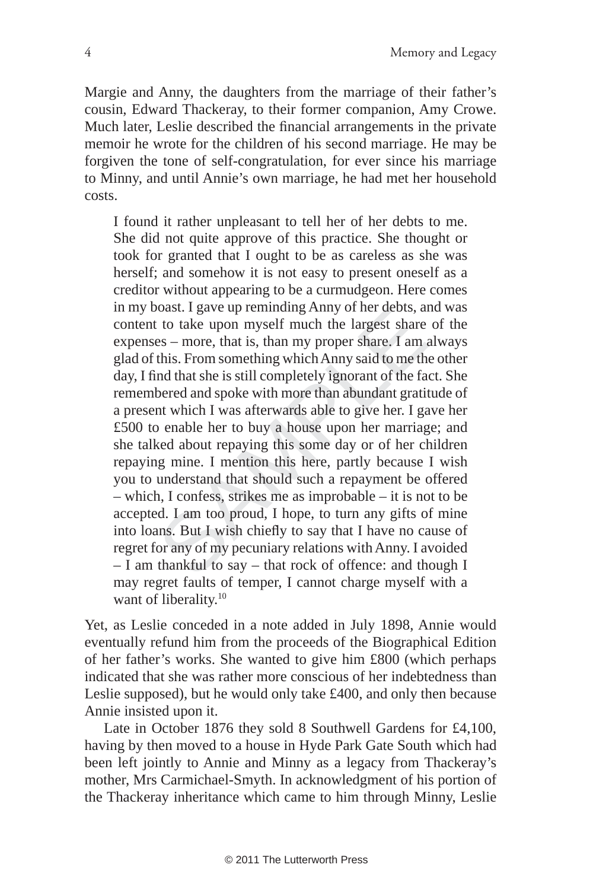Margie and Anny, the daughters from the marriage of their father's cousin, Edward Thackeray, to their former companion, Amy Crowe. Much later, Leslie described the financial arrangements in the private memoir he wrote for the children of his second marriage. He may be forgiven the tone of self-congratulation, for ever since his marriage to Minny, and until Annie's own marriage, he had met her household costs.

> I found it rather unpleasant to tell her of her debts to me. She did not quite approve of this practice. She thought or took for granted that I ought to be as careless as she was herself; and somehow it is not easy to present oneself as a creditor without appearing to be a curmudgeon. Here comes in my boast. I gave up reminding Anny of her debts, and was content to take upon myself much the largest share of the expenses – more, that is, than my proper share. I am always glad of this. From something which Anny said to me the other day, I find that she is still completely ignorant of the fact. She remembered and spoke with more than abundant gratitude of a present which I was afterwards able to give her. I gave her £500 to enable her to buy a house upon her marriage; and she talked about repaying this some day or of her children repaying mine. I mention this here, partly because I wish you to understand that should such a repayment be offered – which, I confess, strikes me as improbable – it is not to be accepted. I am too proud, I hope, to turn any gifts of mine into loans. But I wish chiefly to say that I have no cause of regret for any of my pecuniary relations with Anny. I avoided – I am thankful to say – that rock of offence: and though I may regret faults of temper, I cannot charge myself with a want of liberality.[10]

Yet, as Leslie conceded in a note added in July 1898, Annie would eventually refund him from the proceeds of the Biographical Edition of her father's works. She wanted to give him £800 (which perhaps indicated that she was rather more conscious of her indebtedness than Leslie supposed), but he would only take £400, and only then because Annie insisted upon it.

Late in October 1876 they sold 8 Southwell Gardens for £4,100, having by then moved to a house in Hyde Park Gate South which had been left jointly to Annie and Minny as a legacy from Thackeray's mother, Mrs Carmichael-Smyth. In acknowledgment of his portion of the Thackeray inheritance which came to him through Minny, Leslie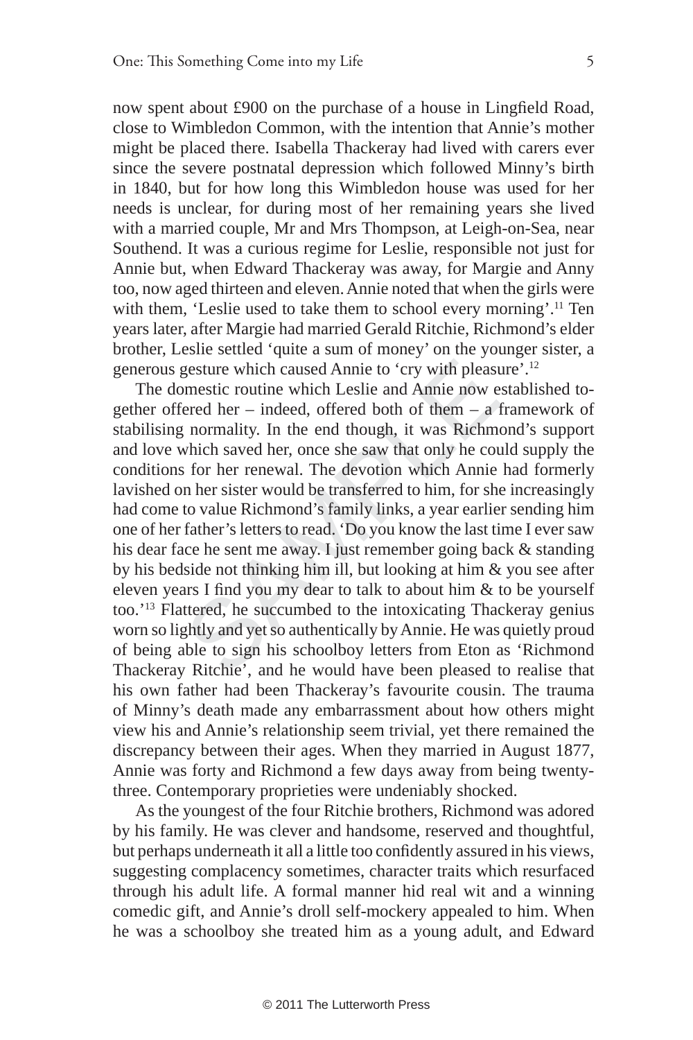now spent about £900 on the purchase of a house in Lingfield Road, close to Wimbledon Common, with the intention that Annie's mother might be placed there. Isabella Thackeray had lived with carers ever since the severe postnatal depression which followed Minny's birth in 1840, but for how long this Wimbledon house was used for her needs is unclear, for during most of her remaining years she lived with a married couple, Mr and Mrs Thompson, at Leigh-on-Sea, near Southend. It was a curious regime for Leslie, responsible not just for Annie but, when Edward Thackeray was away, for Margie and Anny too, now aged thirteen and eleven. Annie noted that when the girls were with them, 'Leslie used to take them to school every morning'.[11] Ten years later, after Margie had married Gerald Ritchie, Richmond's elder brother, Leslie settled 'quite a sum of money' on the younger sister, a generous gesture which caused Annie to 'cry with pleasure'.[12]

The domestic routine which Leslie and Annie now established together offered her – indeed, offered both of them – a framework of stabilising normality. In the end though, it was Richmond's support and love which saved her, once she saw that only he could supply the conditions for her renewal. The devotion which Annie had formerly lavished on her sister would be transferred to him, for she increasingly had come to value Richmond's family links, a year earlier sending him one of her father's letters to read. 'Do you know the last time I ever saw his dear face he sent me away. I just remember going back & standing by his bedside not thinking him ill, but looking at him & you see after eleven years I find you my dear to talk to about him & to be yourself too.'[13] Flattered, he succumbed to the intoxicating Thackeray genius worn so lightly and yet so authentically by Annie. He was quietly proud of being able to sign his schoolboy letters from Eton as 'Richmond Thackeray Ritchie', and he would have been pleased to realise that his own father had been Thackeray's favourite cousin. The trauma of Minny's death made any embarrassment about how others might view his and Annie's relationship seem trivial, yet there remained the discrepancy between their ages. When they married in August 1877, Annie was forty and Richmond a few days away from being twenty-three. Contemporary proprieties were undeniably shocked.

As the youngest of the four Ritchie brothers, Richmond was adored by his family. He was clever and handsome, reserved and thoughtful, but perhaps underneath it all a little too confidently assured in his views, suggesting complacency sometimes, character traits which resurfaced through his adult life. A formal manner hid real wit and a winning comedic gift, and Annie's droll self-mockery appealed to him. When he was a schoolboy she treated him as a young adult, and Edward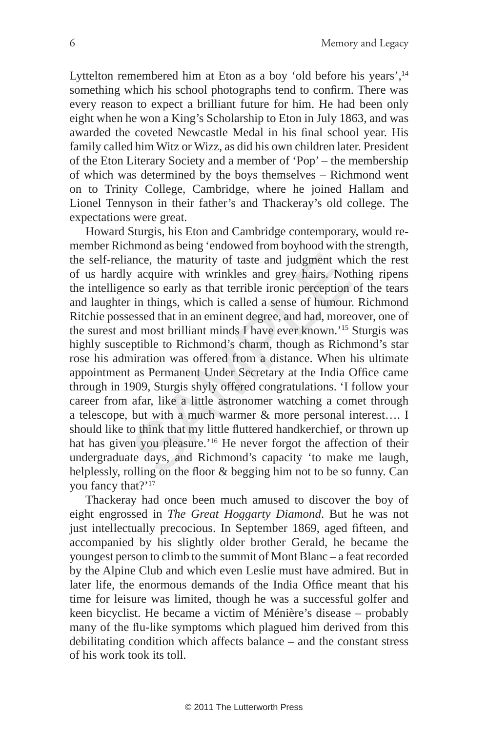Lyttelton remembered him at Eton as a boy 'old before his years',[14] something which his school photographs tend to confirm. There was every reason to expect a brilliant future for him. He had been only eight when he won a King's Scholarship to Eton in July 1863, and was awarded the coveted Newcastle Medal in his final school year. His family called him Witz or Wizz, as did his own children later. President of the Eton Literary Society and a member of 'Pop' – the membership of which was determined by the boys themselves – Richmond went on to Trinity College, Cambridge, where he joined Hallam and Lionel Tennyson in their father's and Thackeray's old college. The expectations were great.

Howard Sturgis, his Eton and Cambridge contemporary, would remember Richmond as being 'endowed from boyhood with the strength, the self-reliance, the maturity of taste and judgment which the rest of us hardly acquire with wrinkles and grey hairs. Nothing ripens the intelligence so early as that terrible ironic perception of the tears and laughter in things, which is called a sense of humour. Richmond Ritchie possessed that in an eminent degree, and had, moreover, one of the surest and most brilliant minds I have ever known.'[15] Sturgis was highly susceptible to Richmond's charm, though as Richmond's star rose his admiration was offered from a distance. When his ultimate appointment as Permanent Under Secretary at the India Office came through in 1909, Sturgis shyly offered congratulations. 'I follow your career from afar, like a little astronomer watching a comet through a telescope, but with a much warmer & more personal interest…. I should like to think that my little fluttered handkerchief, or thrown up hat has given you pleasure.'[16] He never forgot the affection of their undergraduate days, and Richmond's capacity 'to make me laugh, <u>helplessly</u>, rolling on the floor & begging him <u>not</u> to be so funny. Can you fancy that?'[17]

Thackeray had once been much amused to discover the boy of eight engrossed in *The Great Hoggarty Diamond*. But he was not just intellectually precocious. In September 1869, aged fifteen, and accompanied by his slightly older brother Gerald, he became the youngest person to climb to the summit of Mont Blanc – a feat recorded by the Alpine Club and which even Leslie must have admired. But in later life, the enormous demands of the India Office meant that his time for leisure was limited, though he was a successful golfer and keen bicyclist. He became a victim of Ménière's disease – probably many of the flu-like symptoms which plagued him derived from this debilitating condition which affects balance – and the constant stress of his work took its toll.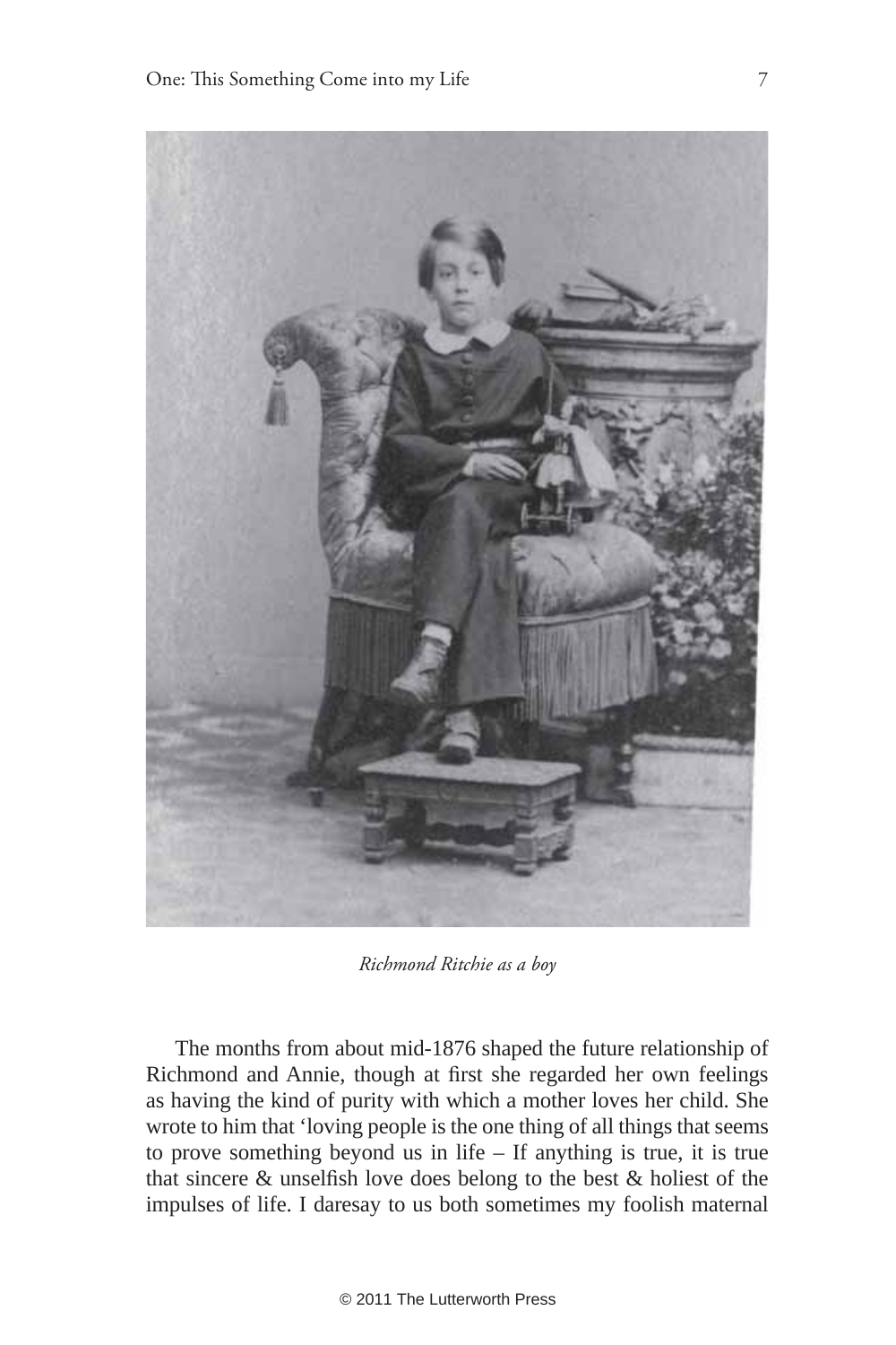*Richmond Ritchie as a boy*

The months from about mid-1876 shaped the future relationship of Richmond and Annie, though at first she regarded her own feelings as having the kind of purity with which a mother loves her child. She wrote to him that 'loving people is the one thing of all things that seems to prove something beyond us in life – If anything is true, it is true that sincere & unselfish love does belong to the best & holiest of the impulses of life. I daresay to us both sometimes my foolish maternal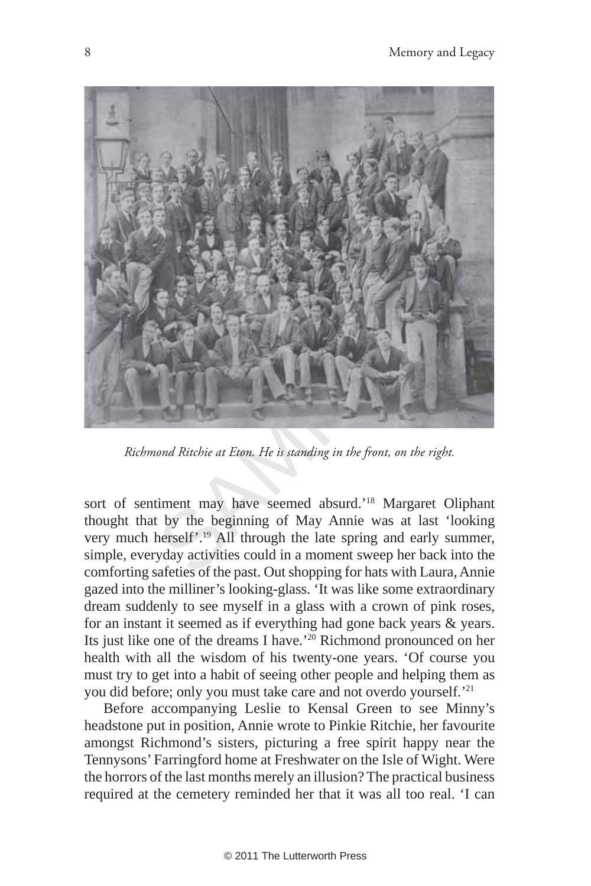*Richmond Ritchie at Eton. He is standing in the front, on the right.*

sort of sentiment may have seemed absurd.'[18] Margaret Oliphant thought that by the beginning of May Annie was at last 'looking very much herself'.[19] All through the late spring and early summer, simple, everyday activities could in a moment sweep her back into the comforting safeties of the past. Out shopping for hats with Laura, Annie gazed into the milliner's looking-glass. 'It was like some extraordinary dream suddenly to see myself in a glass with a crown of pink roses, for an instant it seemed as if everything had gone back years & years. Its just like one of the dreams I have.'[20] Richmond pronounced on her health with all the wisdom of his twenty-one years. 'Of course you must try to get into a habit of seeing other people and helping them as you did before; only you must take care and not overdo yourself.'[21]

Before accompanying Leslie to Kensal Green to see Minny's headstone put in position, Annie wrote to Pinkie Ritchie, her favourite amongst Richmond's sisters, picturing a free spirit happy near the Tennysons' Farringford home at Freshwater on the Isle of Wight. Were the horrors of the last months merely an illusion? The practical business required at the cemetery reminded her that it was all too real. 'I can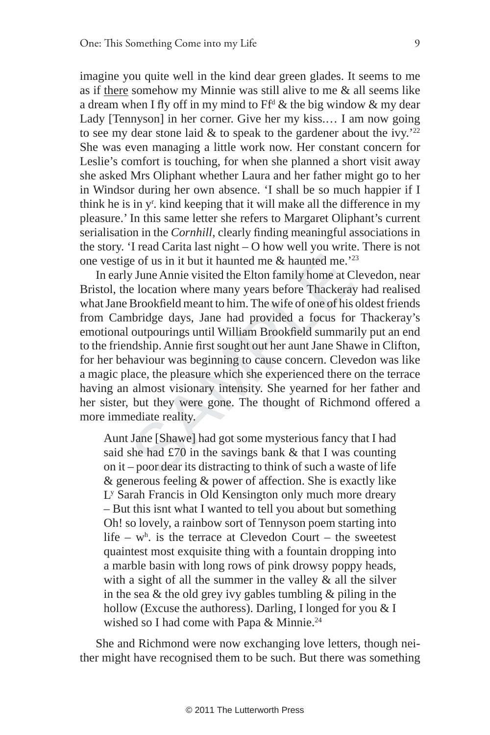imagine you quite well in the kind dear green glades. It seems to me as if <u>there</u> somehow my Minnie was still alive to me & all seems like a dream when I fly off in my mind to Ff$^{d}$ & the big window & my dear Lady [Tennyson] in her corner. Give her my kiss.… I am now going to see my dear stone laid & to speak to the gardener about the ivy.'[22] She was even managing a little work now. Her constant concern for Leslie's comfort is touching, for when she planned a short visit away she asked Mrs Oliphant whether Laura and her father might go to her in Windsor during her own absence. 'I shall be so much happier if I think he is in y$^{r}$. kind keeping that it will make all the difference in my pleasure.' In this same letter she refers to Margaret Oliphant's current serialisation in the *Cornhill*, clearly finding meaningful associations in the story. 'I read Carita last night – O how well you write. There is not one vestige of us in it but it haunted me & haunted me.'[23]

In early June Annie visited the Elton family home at Clevedon, near Bristol, the location where many years before Thackeray had realised what Jane Brookfield meant to him. The wife of one of his oldest friends from Cambridge days, Jane had provided a focus for Thackeray's emotional outpourings until William Brookfield summarily put an end to the friendship. Annie first sought out her aunt Jane Shawe in Clifton, for her behaviour was beginning to cause concern. Clevedon was like a magic place, the pleasure which she experienced there on the terrace having an almost visionary intensity. She yearned for her father and her sister, but they were gone. The thought of Richmond offered a more immediate reality.

> Aunt Jane [Shawe] had got some mysterious fancy that I had said she had £70 in the savings bank & that I was counting on it – poor dear its distracting to think of such a waste of life & generous feeling & power of affection. She is exactly like L$^{y}$ Sarah Francis in Old Kensington only much more dreary – But this isnt what I wanted to tell you about but something Oh! so lovely, a rainbow sort of Tennyson poem starting into life – w$^{h}$. is the terrace at Clevedon Court – the sweetest quaintest most exquisite thing with a fountain dropping into a marble basin with long rows of pink drowsy poppy heads, with a sight of all the summer in the valley & all the silver in the sea & the old grey ivy gables tumbling & piling in the hollow (Excuse the authoress). Darling, I longed for you & I wished so I had come with Papa & Minnie.[24]

She and Richmond were now exchanging love letters, though neither might have recognised them to be such. But there was something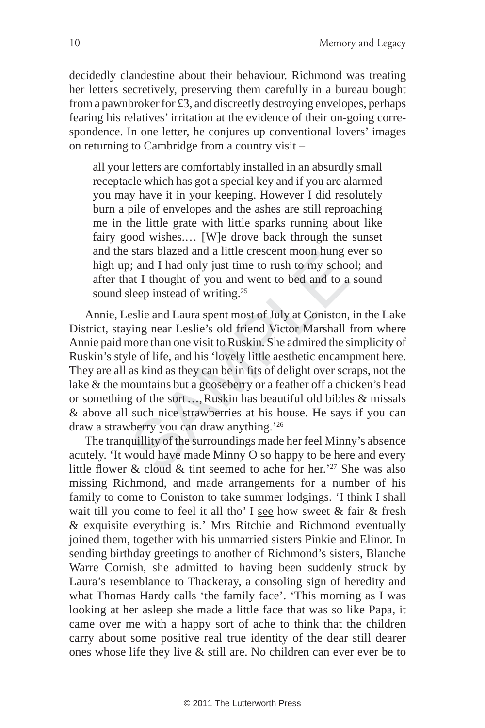decidedly clandestine about their behaviour. Richmond was treating her letters secretively, preserving them carefully in a bureau bought from a pawnbroker for £3, and discreetly destroying envelopes, perhaps fearing his relatives' irritation at the evidence of their on-going correspondence. In one letter, he conjures up conventional lovers' images on returning to Cambridge from a country visit –

> all your letters are comfortably installed in an absurdly small receptacle which has got a special key and if you are alarmed you may have it in your keeping. However I did resolutely burn a pile of envelopes and the ashes are still reproaching me in the little grate with little sparks running about like fairy good wishes.… [W]e drove back through the sunset and the stars blazed and a little crescent moon hung ever so high up; and I had only just time to rush to my school; and after that I thought of you and went to bed and to a sound sound sleep instead of writing.[25]

Annie, Leslie and Laura spent most of July at Coniston, in the Lake District, staying near Leslie's old friend Victor Marshall from where Annie paid more than one visit to Ruskin. She admired the simplicity of Ruskin's style of life, and his 'lovely little aesthetic encampment here. They are all as kind as they can be in fits of delight over <u>scraps</u>, not the lake & the mountains but a gooseberry or a feather off a chicken's head or something of the sort…, Ruskin has beautiful old bibles & missals & above all such nice strawberries at his house. He says if you can draw a strawberry you can draw anything.'[26]

The tranquillity of the surroundings made her feel Minny's absence acutely. 'It would have made Minny O so happy to be here and every little flower & cloud & tint seemed to ache for her.'[27] She was also missing Richmond, and made arrangements for a number of his family to come to Coniston to take summer lodgings. 'I think I shall wait till you come to feel it all tho' I <u>see</u> how sweet & fair & fresh & exquisite everything is.' Mrs Ritchie and Richmond eventually joined them, together with his unmarried sisters Pinkie and Elinor. In sending birthday greetings to another of Richmond's sisters, Blanche Warre Cornish, she admitted to having been suddenly struck by Laura's resemblance to Thackeray, a consoling sign of heredity and what Thomas Hardy calls 'the family face'. 'This morning as I was looking at her asleep she made a little face that was so like Papa, it came over me with a happy sort of ache to think that the children carry about some positive real true identity of the dear still dearer ones whose life they live & still are. No children can ever ever be to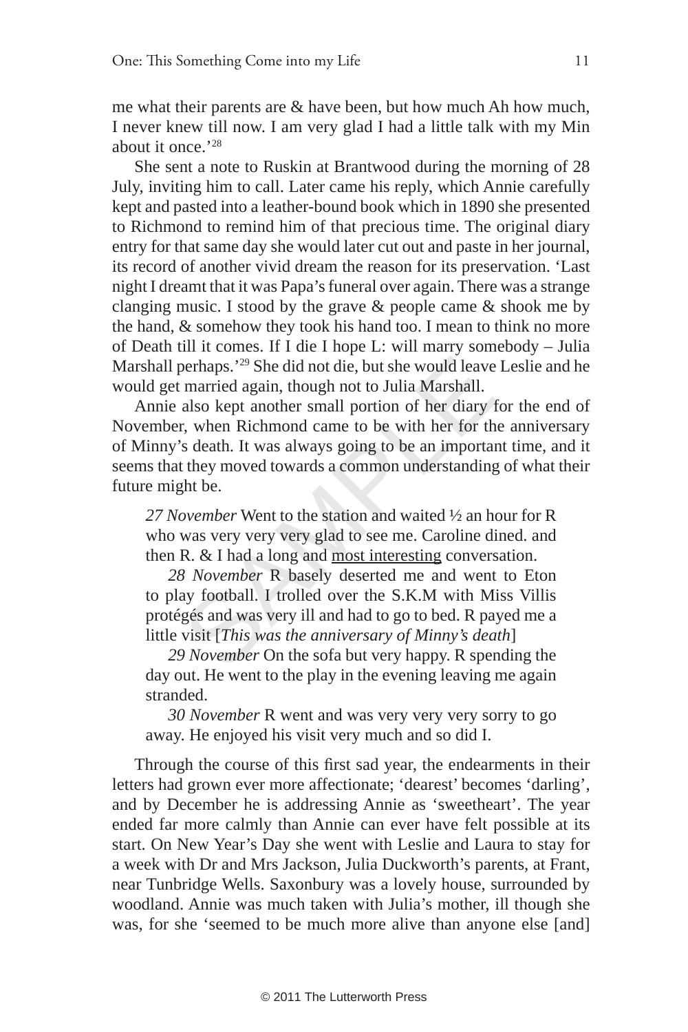me what their parents are & have been, but how much Ah how much, I never knew till now. I am very glad I had a little talk with my Min about it once.'[28]

She sent a note to Ruskin at Brantwood during the morning of 28 July, inviting him to call. Later came his reply, which Annie carefully kept and pasted into a leather-bound book which in 1890 she presented to Richmond to remind him of that precious time. The original diary entry for that same day she would later cut out and paste in her journal, its record of another vivid dream the reason for its preservation. 'Last night I dreamt that it was Papa's funeral over again. There was a strange clanging music. I stood by the grave & people came & shook me by the hand, & somehow they took his hand too. I mean to think no more of Death till it comes. If I die I hope L: will marry somebody – Julia Marshall perhaps.'[29] She did not die, but she would leave Leslie and he would get married again, though not to Julia Marshall.

Annie also kept another small portion of her diary for the end of November, when Richmond came to be with her for the anniversary of Minny's death. It was always going to be an important time, and it seems that they moved towards a common understanding of what their future might be.

> *27 November* Went to the station and waited ½ an hour for R who was very very very glad to see me. Caroline dined. and then R. & I had a long and <u>most interesting</u> conversation.
>
> *28 November* R basely deserted me and went to Eton to play football. I trolled over the S.K.M with Miss Villis protégés and was very ill and had to go to bed. R payed me a little visit [*This was the anniversary of Minny's death*]
>
> *29 November* On the sofa but very happy. R spending the day out. He went to the play in the evening leaving me again stranded.
>
> *30 November* R went and was very very very sorry to go away. He enjoyed his visit very much and so did I.

Through the course of this first sad year, the endearments in their letters had grown ever more affectionate; 'dearest' becomes 'darling', and by December he is addressing Annie as 'sweetheart'. The year ended far more calmly than Annie can ever have felt possible at its start. On New Year's Day she went with Leslie and Laura to stay for a week with Dr and Mrs Jackson, Julia Duckworth's parents, at Frant, near Tunbridge Wells. Saxonbury was a lovely house, surrounded by woodland. Annie was much taken with Julia's mother, ill though she was, for she 'seemed to be much more alive than anyone else [and]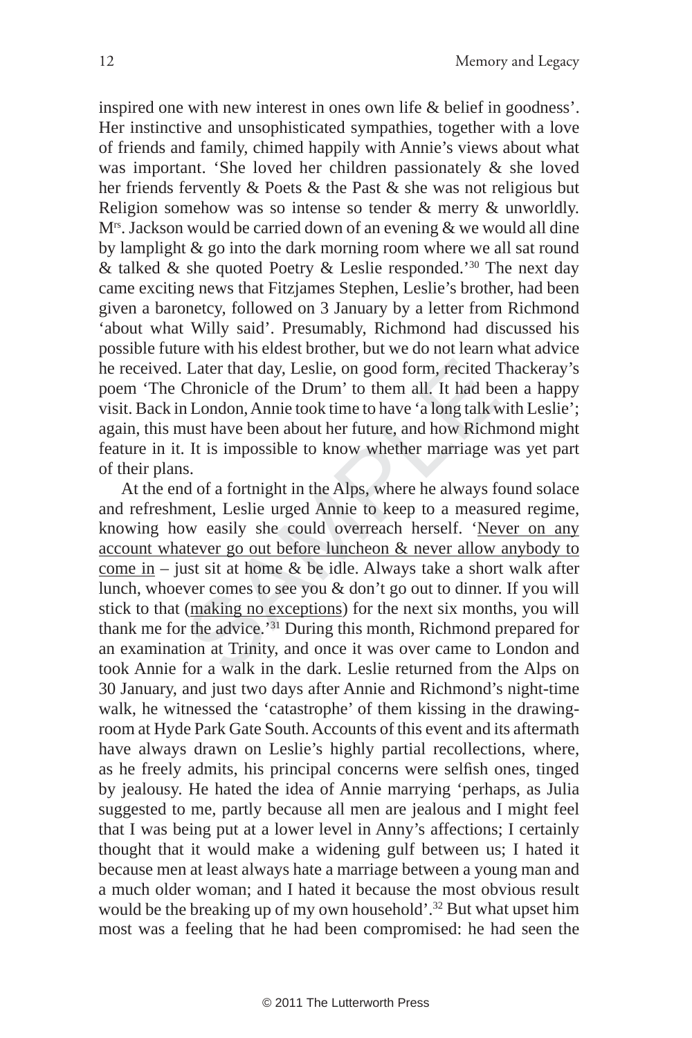inspired one with new interest in ones own life & belief in goodness'. Her instinctive and unsophisticated sympathies, together with a love of friends and family, chimed happily with Annie's views about what was important. 'She loved her children passionately & she loved her friends fervently & Poets & the Past & she was not religious but Religion somehow was so intense so tender & merry & unworldly. M[rs]. Jackson would be carried down of an evening & we would all dine by lamplight & go into the dark morning room where we all sat round & talked & she quoted Poetry & Leslie responded.'[30] The next day came exciting news that Fitzjames Stephen, Leslie's brother, had been given a baronetcy, followed on 3 January by a letter from Richmond 'about what Willy said'. Presumably, Richmond had discussed his possible future with his eldest brother, but we do not learn what advice he received. Later that day, Leslie, on good form, recited Thackeray's poem 'The Chronicle of the Drum' to them all. It had been a happy visit. Back in London, Annie took time to have 'a long talk with Leslie'; again, this must have been about her future, and how Richmond might feature in it. It is impossible to know whether marriage was yet part of their plans.

At the end of a fortnight in the Alps, where he always found solace and refreshment, Leslie urged Annie to keep to a measured regime, knowing how easily she could overreach herself. '<u>Never on any account whatever go out before luncheon & never allow anybody to come in</u> – just sit at home & be idle. Always take a short walk after lunch, whoever comes to see you & don't go out to dinner. If you will stick to that (<u>making no exceptions</u>) for the next six months, you will thank me for the advice.'[31] During this month, Richmond prepared for an examination at Trinity, and once it was over came to London and took Annie for a walk in the dark. Leslie returned from the Alps on 30 January, and just two days after Annie and Richmond's night-time walk, he witnessed the 'catastrophe' of them kissing in the drawing-room at Hyde Park Gate South. Accounts of this event and its aftermath have always drawn on Leslie's highly partial recollections, where, as he freely admits, his principal concerns were selfish ones, tinged by jealousy. He hated the idea of Annie marrying 'perhaps, as Julia suggested to me, partly because all men are jealous and I might feel that I was being put at a lower level in Anny's affections; I certainly thought that it would make a widening gulf between us; I hated it because men at least always hate a marriage between a young man and a much older woman; and I hated it because the most obvious result would be the breaking up of my own household'.[32] But what upset him most was a feeling that he had been compromised: he had seen the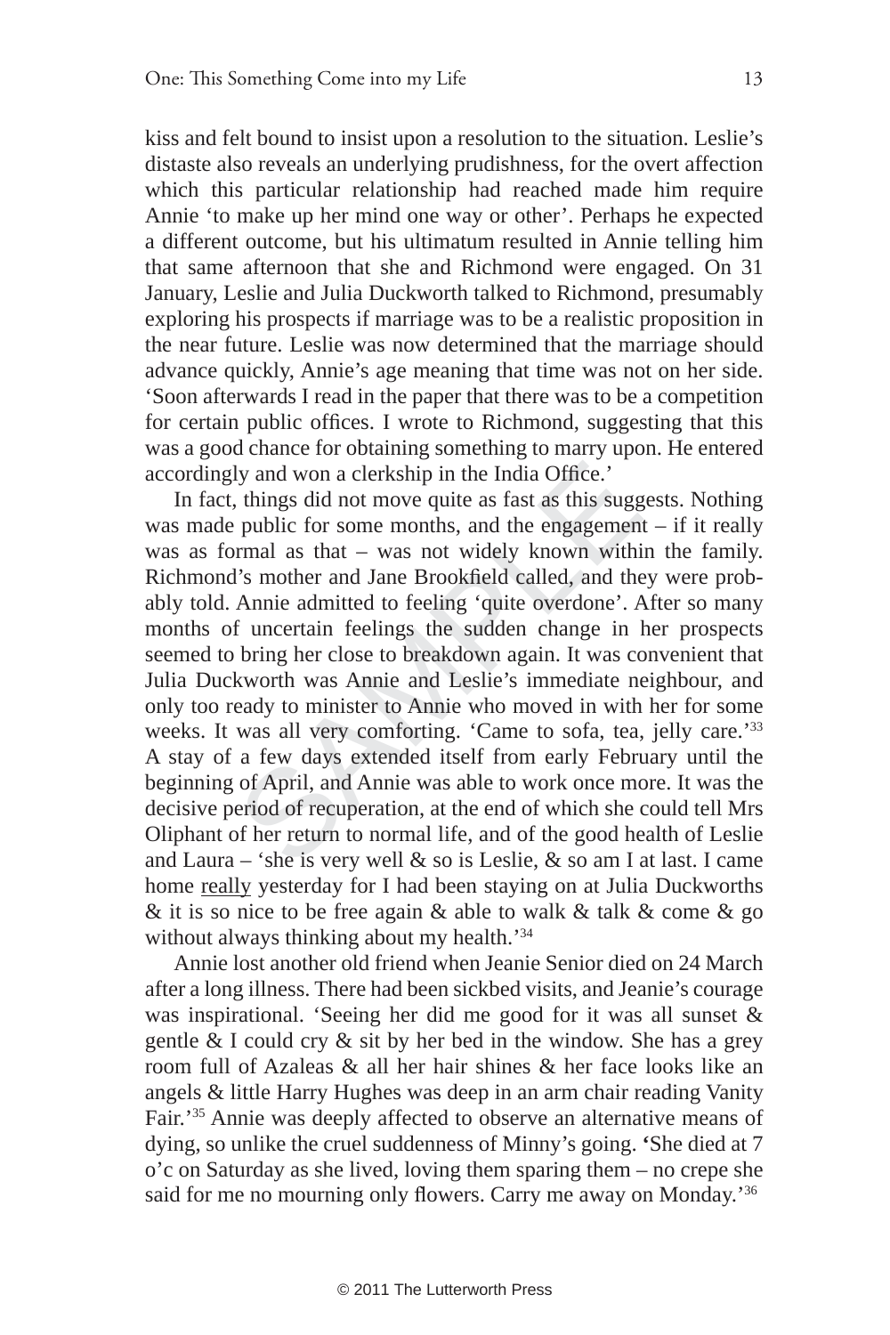kiss and felt bound to insist upon a resolution to the situation. Leslie's distaste also reveals an underlying prudishness, for the overt affection which this particular relationship had reached made him require Annie 'to make up her mind one way or other'. Perhaps he expected a different outcome, but his ultimatum resulted in Annie telling him that same afternoon that she and Richmond were engaged. On 31 January, Leslie and Julia Duckworth talked to Richmond, presumably exploring his prospects if marriage was to be a realistic proposition in the near future. Leslie was now determined that the marriage should advance quickly, Annie's age meaning that time was not on her side. 'Soon afterwards I read in the paper that there was to be a competition for certain public offices. I wrote to Richmond, suggesting that this was a good chance for obtaining something to marry upon. He entered accordingly and won a clerkship in the India Office.'

In fact, things did not move quite as fast as this suggests. Nothing was made public for some months, and the engagement – if it really was as formal as that – was not widely known within the family. Richmond's mother and Jane Brookfield called, and they were probably told. Annie admitted to feeling 'quite overdone'. After so many months of uncertain feelings the sudden change in her prospects seemed to bring her close to breakdown again. It was convenient that Julia Duckworth was Annie and Leslie's immediate neighbour, and only too ready to minister to Annie who moved in with her for some weeks. It was all very comforting. 'Came to sofa, tea, jelly care.'[33] A stay of a few days extended itself from early February until the beginning of April, and Annie was able to work once more. It was the decisive period of recuperation, at the end of which she could tell Mrs Oliphant of her return to normal life, and of the good health of Leslie and Laura – 'she is very well & so is Leslie, & so am I at last. I came home <u>really</u> yesterday for I had been staying on at Julia Duckworths & it is so nice to be free again & able to walk & talk & come & go without always thinking about my health.'[34]

Annie lost another old friend when Jeanie Senior died on 24 March after a long illness. There had been sickbed visits, and Jeanie's courage was inspirational. 'Seeing her did me good for it was all sunset & gentle & I could cry & sit by her bed in the window. She has a grey room full of Azaleas & all her hair shines & her face looks like an angels & little Harry Hughes was deep in an arm chair reading Vanity Fair.'[35] Annie was deeply affected to observe an alternative means of dying, so unlike the cruel suddenness of Minny's going. 'She died at 7 o'c on Saturday as she lived, loving them sparing them – no crepe she said for me no mourning only flowers. Carry me away on Monday.'[36]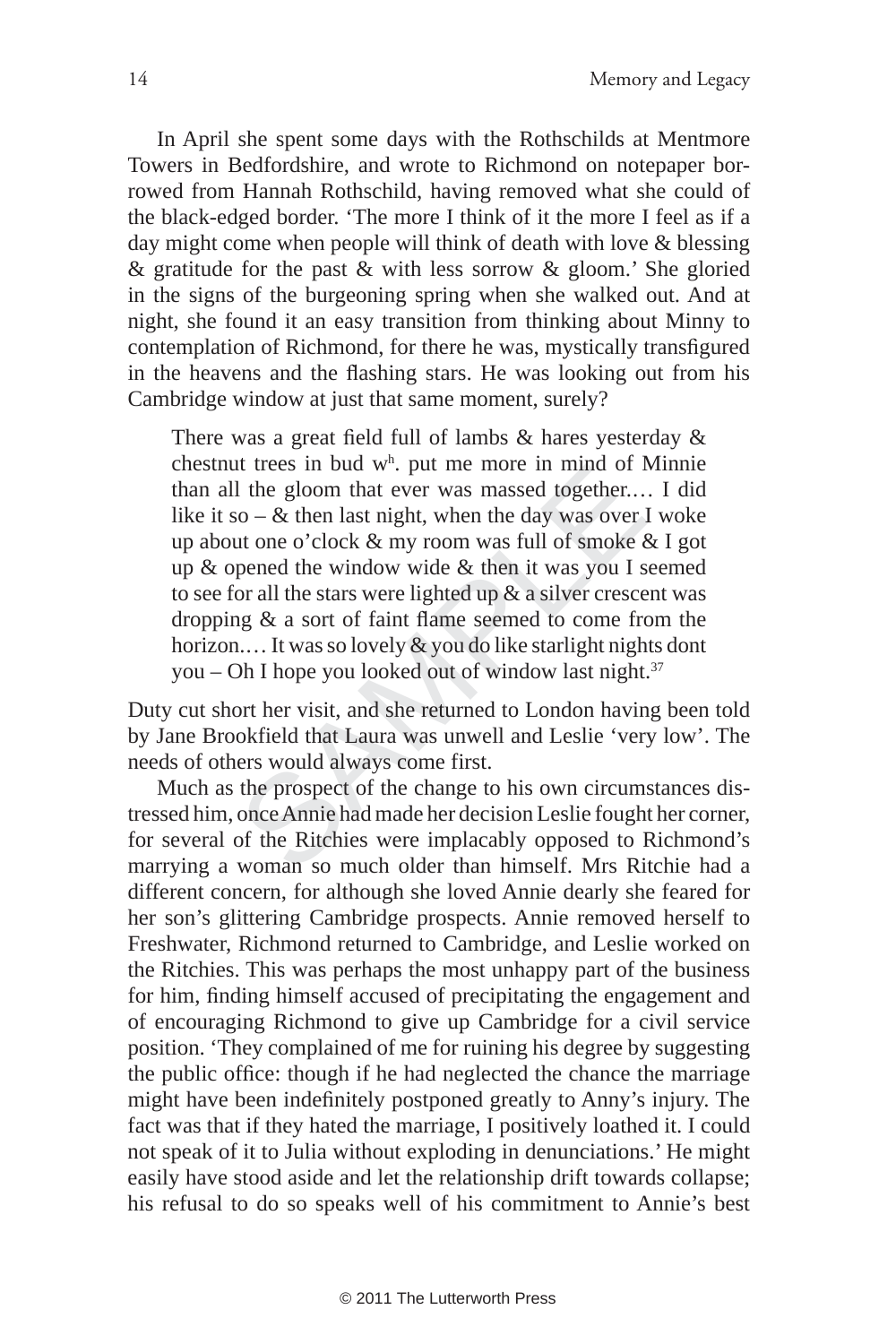In April she spent some days with the Rothschilds at Mentmore Towers in Bedfordshire, and wrote to Richmond on notepaper borrowed from Hannah Rothschild, having removed what she could of the black-edged border. 'The more I think of it the more I feel as if a day might come when people will think of death with love & blessing & gratitude for the past & with less sorrow & gloom.' She gloried in the signs of the burgeoning spring when she walked out. And at night, she found it an easy transition from thinking about Minny to contemplation of Richmond, for there he was, mystically transfigured in the heavens and the flashing stars. He was looking out from his Cambridge window at just that same moment, surely?

> There was a great field full of lambs & hares yesterday & chestnut trees in bud w$^{h}$. put me more in mind of Minnie than all the gloom that ever was massed together.… I did like it so – & then last night, when the day was over I woke up about one o'clock & my room was full of smoke & I got up & opened the window wide & then it was you I seemed to see for all the stars were lighted up & a silver crescent was dropping & a sort of faint flame seemed to come from the horizon.… It was so lovely & you do like starlight nights dont you – Oh I hope you looked out of window last night.[37]

Duty cut short her visit, and she returned to London having been told by Jane Brookfield that Laura was unwell and Leslie 'very low'. The needs of others would always come first.

Much as the prospect of the change to his own circumstances distressed him, once Annie had made her decision Leslie fought her corner, for several of the Ritchies were implacably opposed to Richmond's marrying a woman so much older than himself. Mrs Ritchie had a different concern, for although she loved Annie dearly she feared for her son's glittering Cambridge prospects. Annie removed herself to Freshwater, Richmond returned to Cambridge, and Leslie worked on the Ritchies. This was perhaps the most unhappy part of the business for him, finding himself accused of precipitating the engagement and of encouraging Richmond to give up Cambridge for a civil service position. 'They complained of me for ruining his degree by suggesting the public office: though if he had neglected the chance the marriage might have been indefinitely postponed greatly to Anny's injury. The fact was that if they hated the marriage, I positively loathed it. I could not speak of it to Julia without exploding in denunciations.' He might easily have stood aside and let the relationship drift towards collapse; his refusal to do so speaks well of his commitment to Annie's best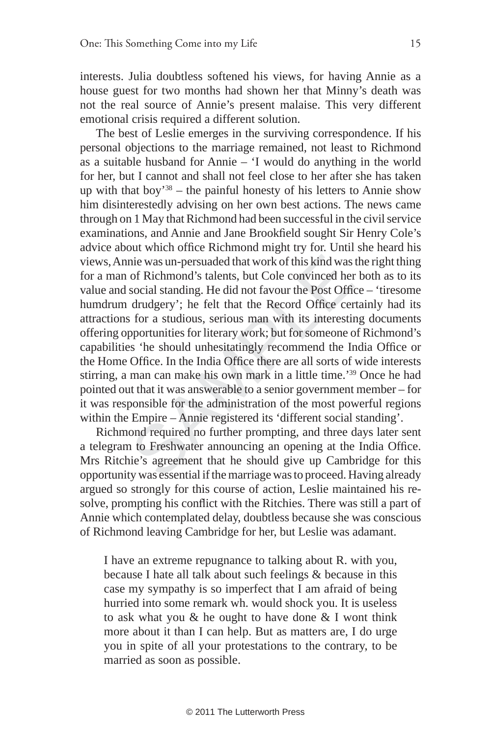interests. Julia doubtless softened his views, for having Annie as a house guest for two months had shown her that Minny's death was not the real source of Annie's present malaise. This very different emotional crisis required a different solution.

The best of Leslie emerges in the surviving correspondence. If his personal objections to the marriage remained, not least to Richmond as a suitable husband for Annie – 'I would do anything in the world for her, but I cannot and shall not feel close to her after she has taken up with that boy'[38] – the painful honesty of his letters to Annie show him disinterestedly advising on her own best actions. The news came through on 1 May that Richmond had been successful in the civil service examinations, and Annie and Jane Brookfield sought Sir Henry Cole's advice about which office Richmond might try for. Until she heard his views, Annie was un-persuaded that work of this kind was the right thing for a man of Richmond's talents, but Cole convinced her both as to its value and social standing. He did not favour the Post Office – 'tiresome humdrum drudgery'; he felt that the Record Office certainly had its attractions for a studious, serious man with its interesting documents offering opportunities for literary work; but for someone of Richmond's capabilities 'he should unhesitatingly recommend the India Office or the Home Office. In the India Office there are all sorts of wide interests stirring, a man can make his own mark in a little time.'[39] Once he had pointed out that it was answerable to a senior government member – for it was responsible for the administration of the most powerful regions within the Empire – Annie registered its 'different social standing'.

Richmond required no further prompting, and three days later sent a telegram to Freshwater announcing an opening at the India Office. Mrs Ritchie's agreement that he should give up Cambridge for this opportunity was essential if the marriage was to proceed. Having already argued so strongly for this course of action, Leslie maintained his resolve, prompting his conflict with the Ritchies. There was still a part of Annie which contemplated delay, doubtless because she was conscious of Richmond leaving Cambridge for her, but Leslie was adamant.

> I have an extreme repugnance to talking about R. with you, because I hate all talk about such feelings & because in this case my sympathy is so imperfect that I am afraid of being hurried into some remark wh. would shock you. It is useless to ask what you & he ought to have done & I wont think more about it than I can help. But as matters are, I do urge you in spite of all your protestations to the contrary, to be married as soon as possible.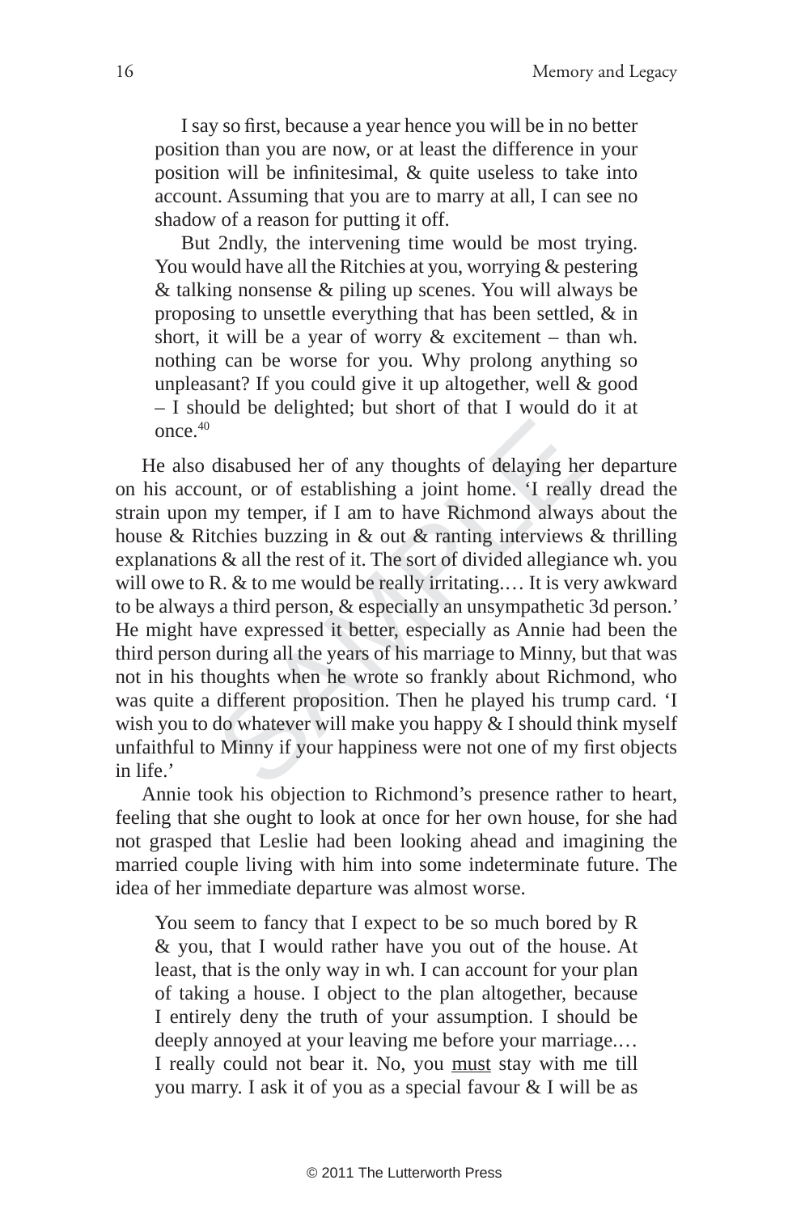> I say so first, because a year hence you will be in no better position than you are now, or at least the difference in your position will be infinitesimal, & quite useless to take into account. Assuming that you are to marry at all, I can see no shadow of a reason for putting it off.
>
> But 2ndly, the intervening time would be most trying. You would have all the Ritchies at you, worrying & pestering & talking nonsense & piling up scenes. You will always be proposing to unsettle everything that has been settled, & in short, it will be a year of worry & excitement – than wh. nothing can be worse for you. Why prolong anything so unpleasant? If you could give it up altogether, well & good – I should be delighted; but short of that I would do it at once.[40]

He also disabused her of any thoughts of delaying her departure on his account, or of establishing a joint home. 'I really dread the strain upon my temper, if I am to have Richmond always about the house & Ritchies buzzing in & out & ranting interviews & thrilling explanations & all the rest of it. The sort of divided allegiance wh. you will owe to R. & to me would be really irritating.… It is very awkward to be always a third person, & especially an unsympathetic 3d person.' He might have expressed it better, especially as Annie had been the third person during all the years of his marriage to Minny, but that was not in his thoughts when he wrote so frankly about Richmond, who was quite a different proposition. Then he played his trump card. 'I wish you to do whatever will make you happy & I should think myself unfaithful to Minny if your happiness were not one of my first objects in life.'

Annie took his objection to Richmond's presence rather to heart, feeling that she ought to look at once for her own house, for she had not grasped that Leslie had been looking ahead and imagining the married couple living with him into some indeterminate future. The idea of her immediate departure was almost worse.

> You seem to fancy that I expect to be so much bored by R & you, that I would rather have you out of the house. At least, that is the only way in wh. I can account for your plan of taking a house. I object to the plan altogether, because I entirely deny the truth of your assumption. I should be deeply annoyed at your leaving me before your marriage.… I really could not bear it. No, you <u>must</u> stay with me till you marry. I ask it of you as a special favour & I will be as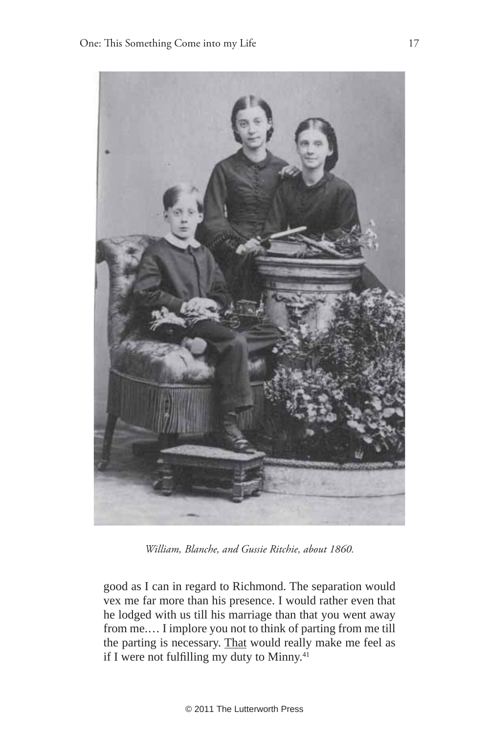*William, Blanche, and Gussie Ritchie, about 1860.*

good as I can in regard to Richmond. The separation would vex me far more than his presence. I would rather even that he lodged with us till his marriage than that you went away from me.… I implore you not to think of parting from me till the parting is necessary. That would really make me feel as if I were not fulfilling my duty to Minny.[41]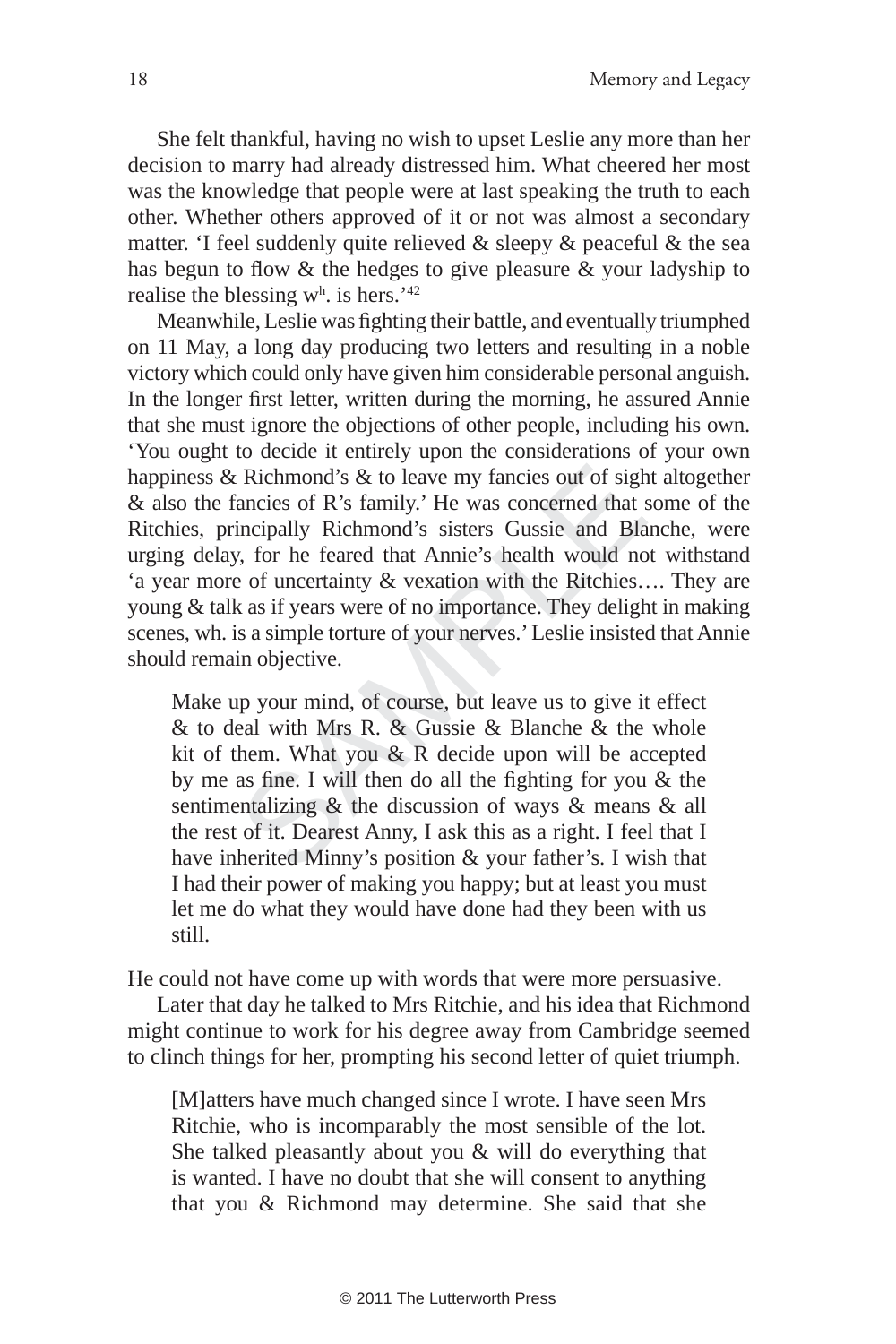She felt thankful, having no wish to upset Leslie any more than her decision to marry had already distressed him. What cheered her most was the knowledge that people were at last speaking the truth to each other. Whether others approved of it or not was almost a secondary matter. 'I feel suddenly quite relieved & sleepy & peaceful & the sea has begun to flow & the hedges to give pleasure & your ladyship to realise the blessing w$^{h}$. is hers.'[42]

Meanwhile, Leslie was fighting their battle, and eventually triumphed on 11 May, a long day producing two letters and resulting in a noble victory which could only have given him considerable personal anguish. In the longer first letter, written during the morning, he assured Annie that she must ignore the objections of other people, including his own. 'You ought to decide it entirely upon the considerations of your own happiness & Richmond's & to leave my fancies out of sight altogether & also the fancies of R's family.' He was concerned that some of the Ritchies, principally Richmond's sisters Gussie and Blanche, were urging delay, for he feared that Annie's health would not withstand 'a year more of uncertainty & vexation with the Ritchies…. They are young & talk as if years were of no importance. They delight in making scenes, wh. is a simple torture of your nerves.' Leslie insisted that Annie should remain objective.

> Make up your mind, of course, but leave us to give it effect & to deal with Mrs R. & Gussie & Blanche & the whole kit of them. What you & R decide upon will be accepted by me as fine. I will then do all the fighting for you & the sentimentalizing & the discussion of ways & means & all the rest of it. Dearest Anny, I ask this as a right. I feel that I have inherited Minny's position & your father's. I wish that I had their power of making you happy; but at least you must let me do what they would have done had they been with us still.

He could not have come up with words that were more persuasive.

Later that day he talked to Mrs Ritchie, and his idea that Richmond might continue to work for his degree away from Cambridge seemed to clinch things for her, prompting his second letter of quiet triumph.

> [M]atters have much changed since I wrote. I have seen Mrs Ritchie, who is incomparably the most sensible of the lot. She talked pleasantly about you & will do everything that is wanted. I have no doubt that she will consent to anything that you & Richmond may determine. She said that she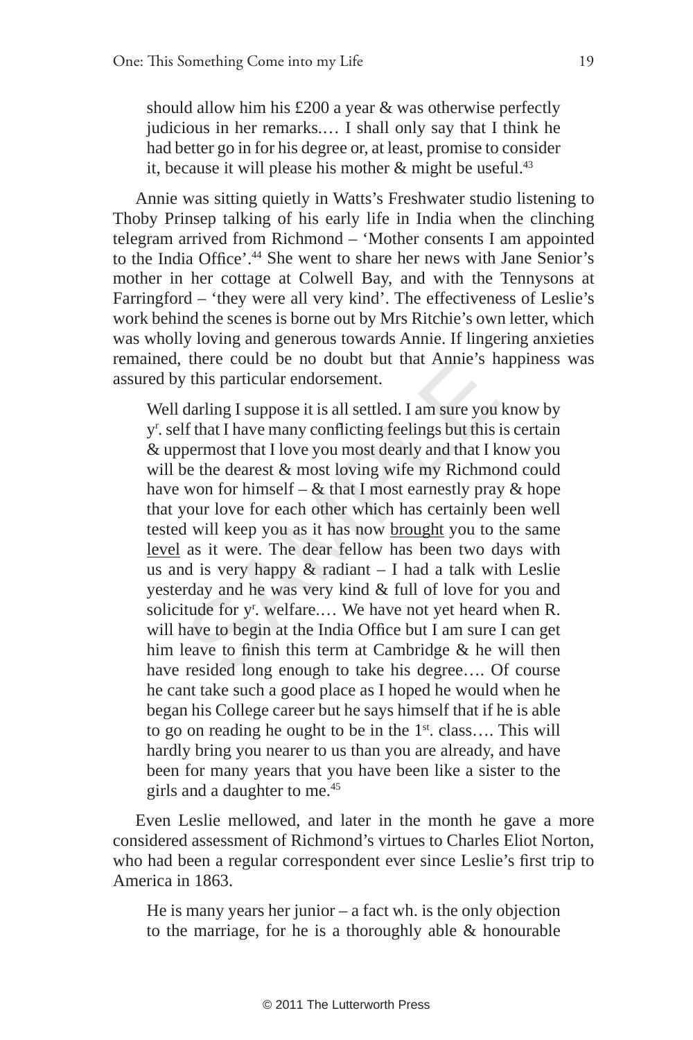should allow him his £200 a year & was otherwise perfectly judicious in her remarks.… I shall only say that I think he had better go in for his degree or, at least, promise to consider it, because it will please his mother & might be useful.[43]

Annie was sitting quietly in Watts's Freshwater studio listening to Thoby Prinsep talking of his early life in India when the clinching telegram arrived from Richmond – 'Mother consents I am appointed to the India Office'.[44] She went to share her news with Jane Senior's mother in her cottage at Colwell Bay, and with the Tennysons at Farringford – 'they were all very kind'. The effectiveness of Leslie's work behind the scenes is borne out by Mrs Ritchie's own letter, which was wholly loving and generous towards Annie. If lingering anxieties remained, there could be no doubt but that Annie's happiness was assured by this particular endorsement.

> Well darling I suppose it is all settled. I am sure you know by y^r^. self that I have many conflicting feelings but this is certain & uppermost that I love you most dearly and that I know you will be the dearest & most loving wife my Richmond could have won for himself – & that I most earnestly pray & hope that your love for each other which has certainly been well tested will keep you as it has now <u>brought</u> you to the same <u>level</u> as it were. The dear fellow has been two days with us and is very happy & radiant – I had a talk with Leslie yesterday and he was very kind & full of love for you and solicitude for y^r^. welfare.… We have not yet heard when R. will have to begin at the India Office but I am sure I can get him leave to finish this term at Cambridge & he will then have resided long enough to take his degree…. Of course he cant take such a good place as I hoped he would when he began his College career but he says himself that if he is able to go on reading he ought to be in the 1^st^. class…. This will hardly bring you nearer to us than you are already, and have been for many years that you have been like a sister to the girls and a daughter to me.[45]

Even Leslie mellowed, and later in the month he gave a more considered assessment of Richmond's virtues to Charles Eliot Norton, who had been a regular correspondent ever since Leslie's first trip to America in 1863.

> He is many years her junior – a fact wh. is the only objection to the marriage, for he is a thoroughly able & honourable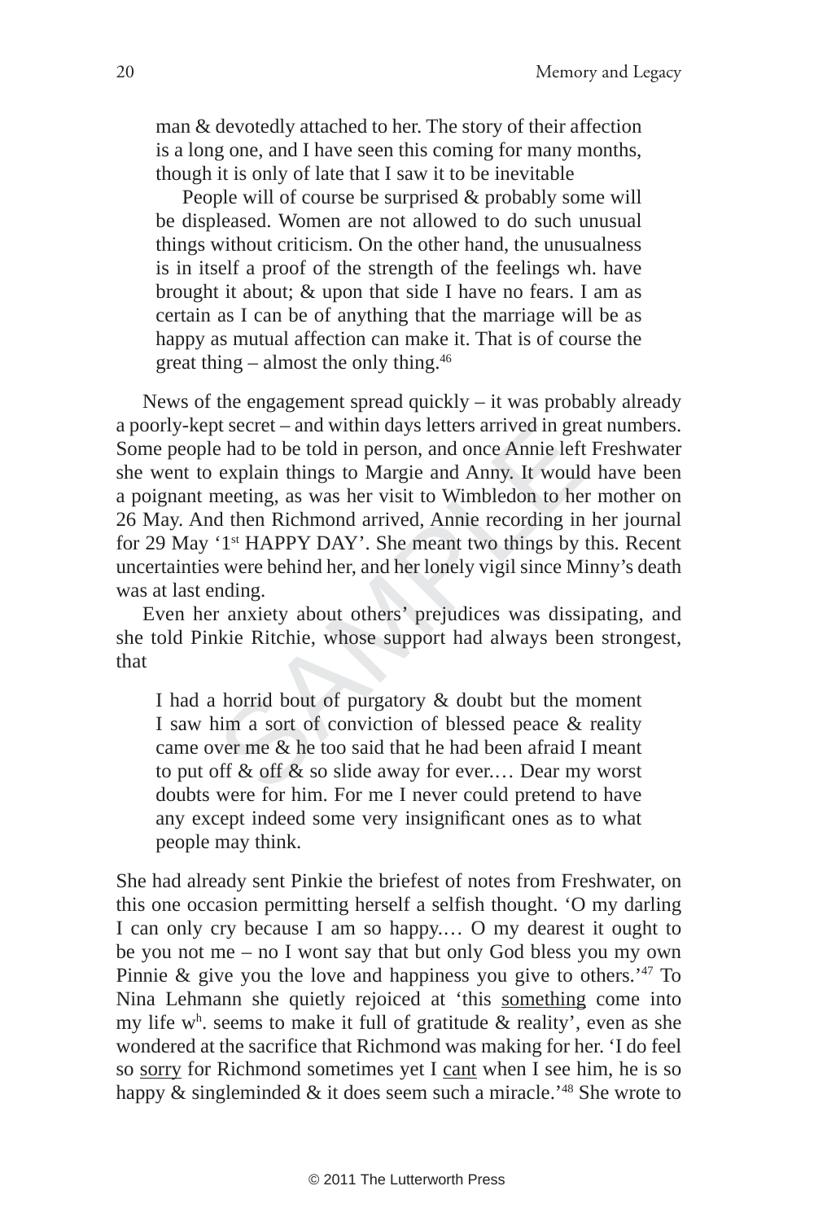> man & devotedly attached to her. The story of their affection is a long one, and I have seen this coming for many months, though it is only of late that I saw it to be inevitable
>
> People will of course be surprised & probably some will be displeased. Women are not allowed to do such unusual things without criticism. On the other hand, the unusualness is in itself a proof of the strength of the feelings wh. have brought it about; & upon that side I have no fears. I am as certain as I can be of anything that the marriage will be as happy as mutual affection can make it. That is of course the great thing – almost the only thing.[46]

News of the engagement spread quickly – it was probably already a poorly-kept secret – and within days letters arrived in great numbers. Some people had to be told in person, and once Annie left Freshwater she went to explain things to Margie and Anny. It would have been a poignant meeting, as was her visit to Wimbledon to her mother on 26 May. And then Richmond arrived, Annie recording in her journal for 29 May '1st HAPPY DAY'. She meant two things by this. Recent uncertainties were behind her, and her lonely vigil since Minny's death was at last ending.

Even her anxiety about others' prejudices was dissipating, and she told Pinkie Ritchie, whose support had always been strongest, that

> I had a horrid bout of purgatory & doubt but the moment I saw him a sort of conviction of blessed peace & reality came over me & he too said that he had been afraid I meant to put off & off & so slide away for ever.… Dear my worst doubts were for him. For me I never could pretend to have any except indeed some very insignificant ones as to what people may think.

She had already sent Pinkie the briefest of notes from Freshwater, on this one occasion permitting herself a selfish thought. 'O my darling I can only cry because I am so happy.… O my dearest it ought to be you not me – no I wont say that but only God bless you my own Pinnie & give you the love and happiness you give to others.'[47] To Nina Lehmann she quietly rejoiced at 'this <u>something</u> come into my life wh. seems to make it full of gratitude & reality', even as she wondered at the sacrifice that Richmond was making for her. 'I do feel so <u>sorry</u> for Richmond sometimes yet I <u>cant</u> when I see him, he is so happy & singleminded & it does seem such a miracle.'[48] She wrote to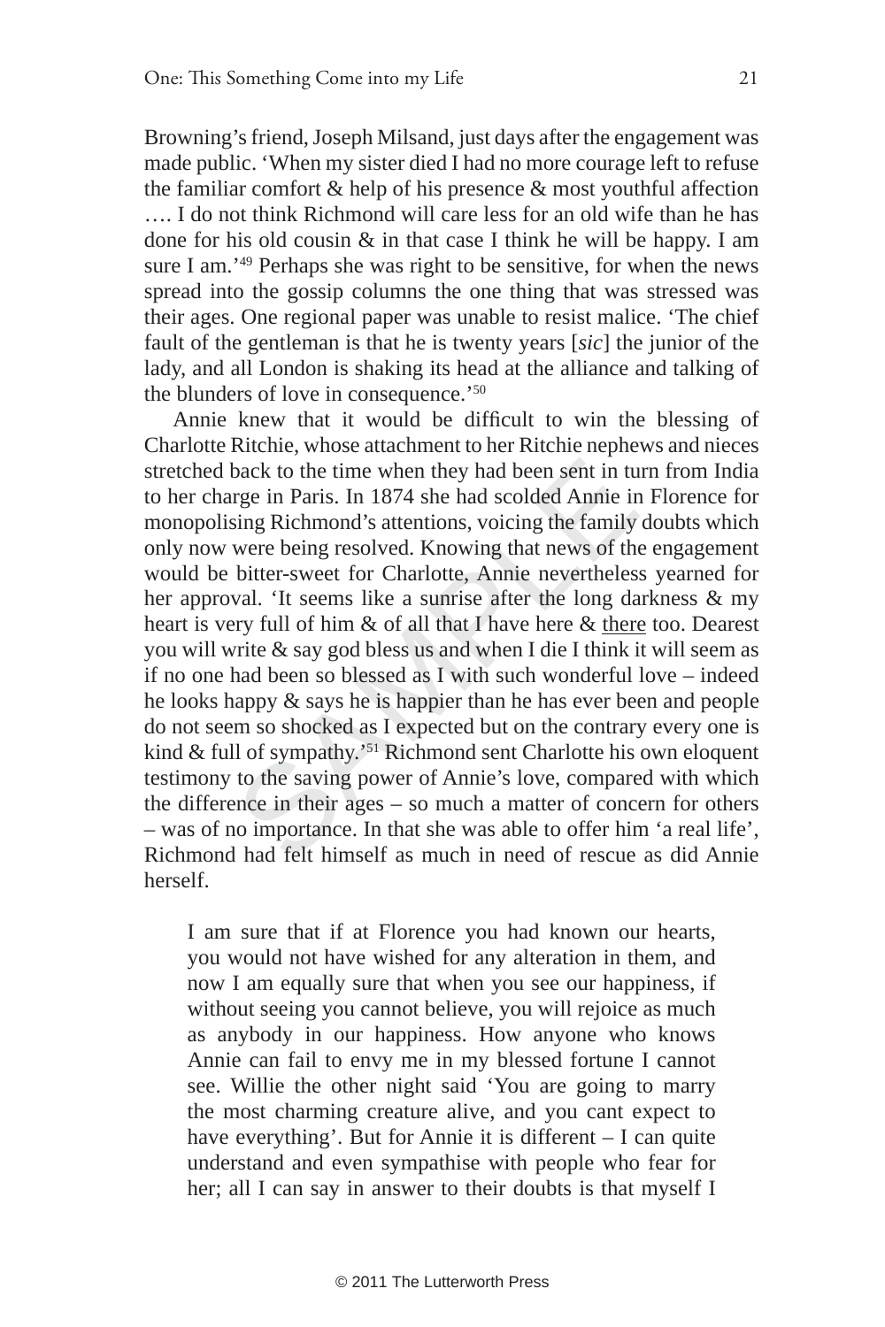Browning's friend, Joseph Milsand, just days after the engagement was made public. 'When my sister died I had no more courage left to refuse the familiar comfort & help of his presence & most youthful affection …. I do not think Richmond will care less for an old wife than he has done for his old cousin & in that case I think he will be happy. I am sure I am.'[49] Perhaps she was right to be sensitive, for when the news spread into the gossip columns the one thing that was stressed was their ages. One regional paper was unable to resist malice. 'The chief fault of the gentleman is that he is twenty years [*sic*] the junior of the lady, and all London is shaking its head at the alliance and talking of the blunders of love in consequence.'[50]

Annie knew that it would be difficult to win the blessing of Charlotte Ritchie, whose attachment to her Ritchie nephews and nieces stretched back to the time when they had been sent in turn from India to her charge in Paris. In 1874 she had scolded Annie in Florence for monopolising Richmond's attentions, voicing the family doubts which only now were being resolved. Knowing that news of the engagement would be bitter-sweet for Charlotte, Annie nevertheless yearned for her approval. 'It seems like a sunrise after the long darkness & my heart is very full of him & of all that I have here & <u>there</u> too. Dearest you will write & say god bless us and when I die I think it will seem as if no one had been so blessed as I with such wonderful love – indeed he looks happy & says he is happier than he has ever been and people do not seem so shocked as I expected but on the contrary every one is kind & full of sympathy.'[51] Richmond sent Charlotte his own eloquent testimony to the saving power of Annie's love, compared with which the difference in their ages – so much a matter of concern for others – was of no importance. In that she was able to offer him 'a real life', Richmond had felt himself as much in need of rescue as did Annie herself.

> I am sure that if at Florence you had known our hearts, you would not have wished for any alteration in them, and now I am equally sure that when you see our happiness, if without seeing you cannot believe, you will rejoice as much as anybody in our happiness. How anyone who knows Annie can fail to envy me in my blessed fortune I cannot see. Willie the other night said 'You are going to marry the most charming creature alive, and you cant expect to have everything'. But for Annie it is different – I can quite understand and even sympathise with people who fear for her; all I can say in answer to their doubts is that myself I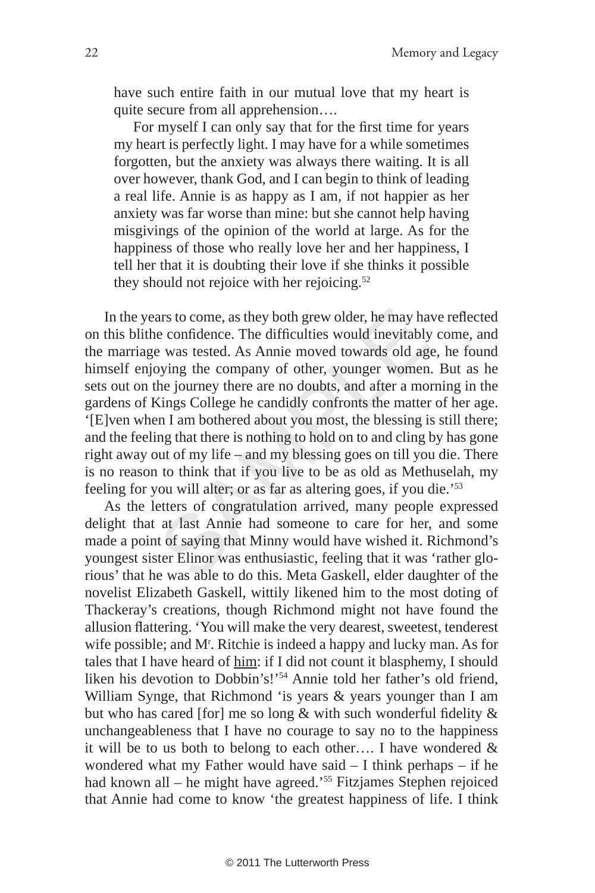> have such entire faith in our mutual love that my heart is quite secure from all apprehension….
>
> For myself I can only say that for the first time for years my heart is perfectly light. I may have for a while sometimes forgotten, but the anxiety was always there waiting. It is all over however, thank God, and I can begin to think of leading a real life. Annie is as happy as I am, if not happier as her anxiety was far worse than mine: but she cannot help having misgivings of the opinion of the world at large. As for the happiness of those who really love her and her happiness, I tell her that it is doubting their love if she thinks it possible they should not rejoice with her rejoicing.[52]

In the years to come, as they both grew older, he may have reflected on this blithe confidence. The difficulties would inevitably come, and the marriage was tested. As Annie moved towards old age, he found himself enjoying the company of other, younger women. But as he sets out on the journey there are no doubts, and after a morning in the gardens of Kings College he candidly confronts the matter of her age. '[E]ven when I am bothered about you most, the blessing is still there; and the feeling that there is nothing to hold on to and cling by has gone right away out of my life – and my blessing goes on till you die. There is no reason to think that if you live to be as old as Methuselah, my feeling for you will alter; or as far as altering goes, if you die.'[53]

As the letters of congratulation arrived, many people expressed delight that at last Annie had someone to care for her, and some made a point of saying that Minny would have wished it. Richmond's youngest sister Elinor was enthusiastic, feeling that it was 'rather glorious' that he was able to do this. Meta Gaskell, elder daughter of the novelist Elizabeth Gaskell, wittily likened him to the most doting of Thackeray's creations, though Richmond might not have found the allusion flattering. 'You will make the very dearest, sweetest, tenderest wife possible; and Mr. Ritchie is indeed a happy and lucky man. As for tales that I have heard of <u>him</u>: if I did not count it blasphemy, I should liken his devotion to Dobbin's!'[54] Annie told her father's old friend, William Synge, that Richmond 'is years & years younger than I am but who has cared [for] me so long & with such wonderful fidelity & unchangeableness that I have no courage to say no to the happiness it will be to us both to belong to each other…. I have wondered & wondered what my Father would have said – I think perhaps – if he had known all – he might have agreed.'[55] Fitzjames Stephen rejoiced that Annie had come to know 'the greatest happiness of life. I think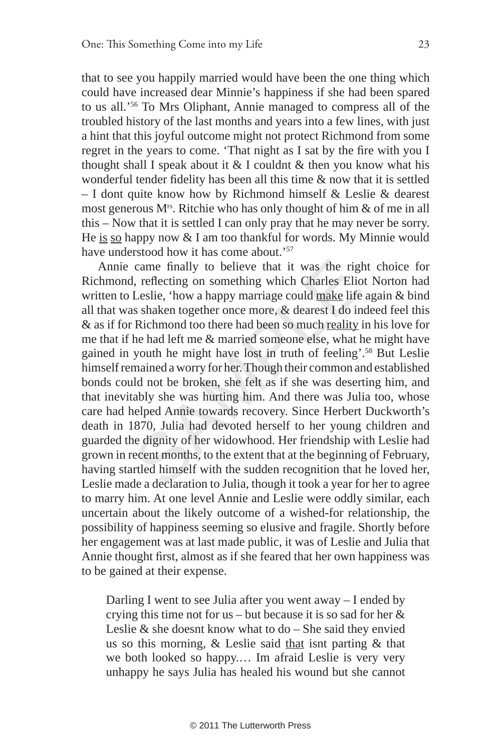that to see you happily married would have been the one thing which could have increased dear Minnie's happiness if she had been spared to us all.'[56] To Mrs Oliphant, Annie managed to compress all of the troubled history of the last months and years into a few lines, with just a hint that this joyful outcome might not protect Richmond from some regret in the years to come. 'That night as I sat by the fire with you I thought shall I speak about it & I couldnt & then you know what his wonderful tender fidelity has been all this time & now that it is settled – I dont quite know how by Richmond himself & Leslie & dearest most generous M[rs]. Ritchie who has only thought of him & of me in all this – Now that it is settled I can only pray that he may never be sorry. He is so happy now & I am too thankful for words. My Minnie would have understood how it has come about.'[57]

Annie came finally to believe that it was the right choice for Richmond, reflecting on something which Charles Eliot Norton had written to Leslie, 'how a happy marriage could make life again & bind all that was shaken together once more, & dearest I do indeed feel this & as if for Richmond too there had been so much reality in his love for me that if he had left me & married someone else, what he might have gained in youth he might have lost in truth of feeling'.[58] But Leslie himself remained a worry for her. Though their common and established bonds could not be broken, she felt as if she was deserting him, and that inevitably she was hurting him. And there was Julia too, whose care had helped Annie towards recovery. Since Herbert Duckworth's death in 1870, Julia had devoted herself to her young children and guarded the dignity of her widowhood. Her friendship with Leslie had grown in recent months, to the extent that at the beginning of February, having startled himself with the sudden recognition that he loved her, Leslie made a declaration to Julia, though it took a year for her to agree to marry him. At one level Annie and Leslie were oddly similar, each uncertain about the likely outcome of a wished-for relationship, the possibility of happiness seeming so elusive and fragile. Shortly before her engagement was at last made public, it was of Leslie and Julia that Annie thought first, almost as if she feared that her own happiness was to be gained at their expense.

> Darling I went to see Julia after you went away – I ended by crying this time not for us – but because it is so sad for her & Leslie & she doesnt know what to do – She said they envied us so this morning, & Leslie said that isnt parting & that we both looked so happy.… Im afraid Leslie is very very unhappy he says Julia has healed his wound but she cannot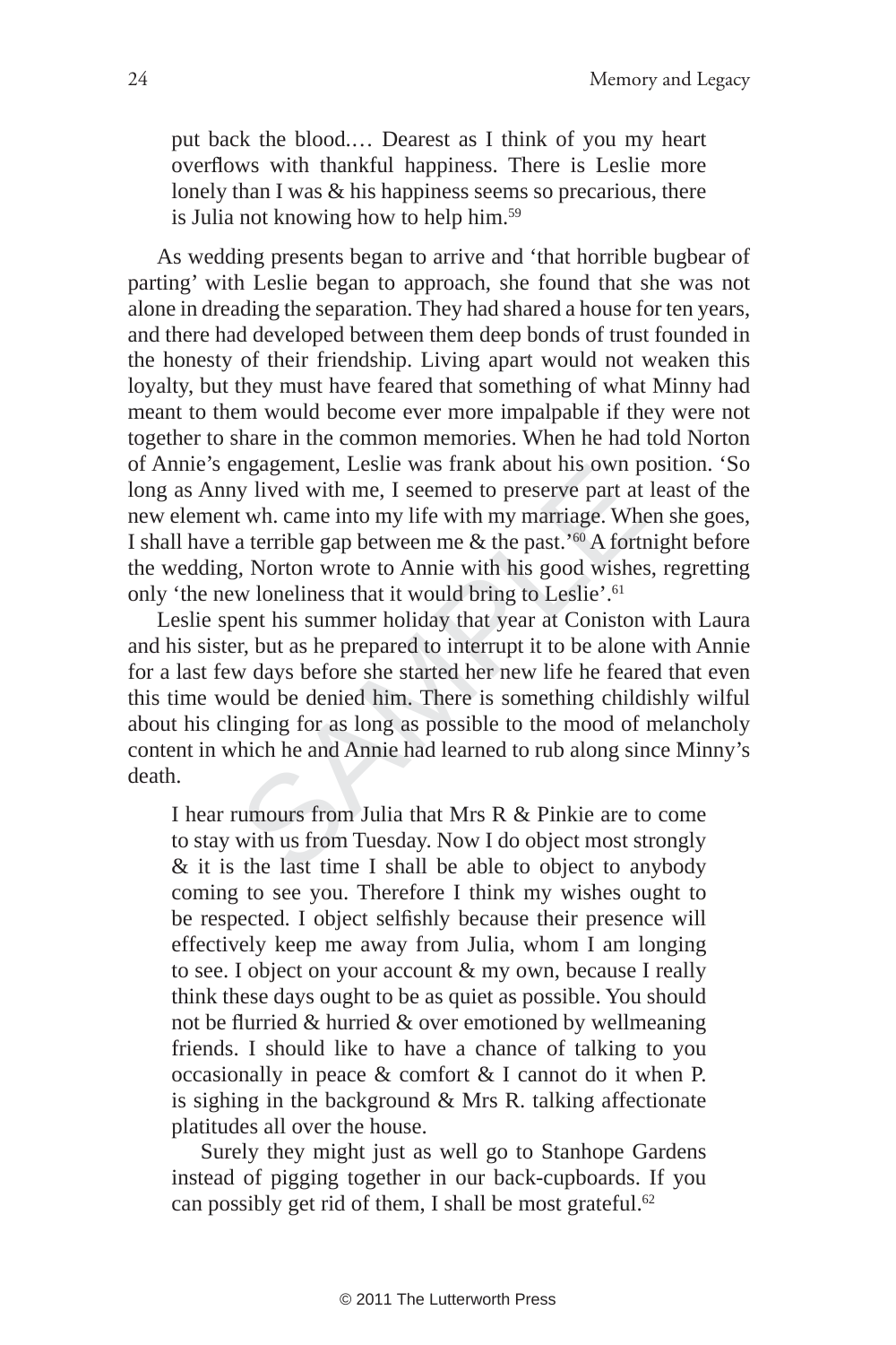> put back the blood.… Dearest as I think of you my heart overflows with thankful happiness. There is Leslie more lonely than I was & his happiness seems so precarious, there is Julia not knowing how to help him.[59]

As wedding presents began to arrive and 'that horrible bugbear of parting' with Leslie began to approach, she found that she was not alone in dreading the separation. They had shared a house for ten years, and there had developed between them deep bonds of trust founded in the honesty of their friendship. Living apart would not weaken this loyalty, but they must have feared that something of what Minny had meant to them would become ever more impalpable if they were not together to share in the common memories. When he had told Norton of Annie's engagement, Leslie was frank about his own position. 'So long as Anny lived with me, I seemed to preserve part at least of the new element wh. came into my life with my marriage. When she goes, I shall have a terrible gap between me & the past.'[60] A fortnight before the wedding, Norton wrote to Annie with his good wishes, regretting only 'the new loneliness that it would bring to Leslie'.[61]

Leslie spent his summer holiday that year at Coniston with Laura and his sister, but as he prepared to interrupt it to be alone with Annie for a last few days before she started her new life he feared that even this time would be denied him. There is something childishly wilful about his clinging for as long as possible to the mood of melancholy content in which he and Annie had learned to rub along since Minny's death.

> I hear rumours from Julia that Mrs R & Pinkie are to come to stay with us from Tuesday. Now I do object most strongly & it is the last time I shall be able to object to anybody coming to see you. Therefore I think my wishes ought to be respected. I object selfishly because their presence will effectively keep me away from Julia, whom I am longing to see. I object on your account & my own, because I really think these days ought to be as quiet as possible. You should not be flurried & hurried & over emotioned by wellmeaning friends. I should like to have a chance of talking to you occasionally in peace & comfort & I cannot do it when P. is sighing in the background & Mrs R. talking affectionate platitudes all over the house.
>
> Surely they might just as well go to Stanhope Gardens instead of pigging together in our back-cupboards. If you can possibly get rid of them, I shall be most grateful.[62]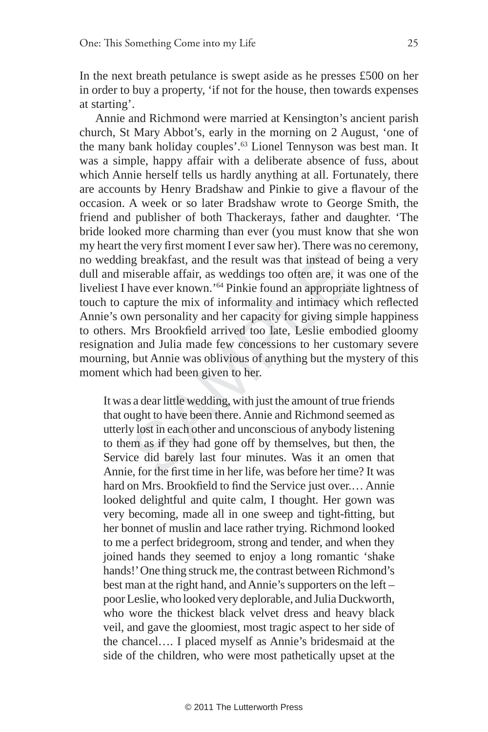In the next breath petulance is swept aside as he presses £500 on her in order to buy a property, 'if not for the house, then towards expenses at starting'.

Annie and Richmond were married at Kensington's ancient parish church, St Mary Abbot's, early in the morning on 2 August, 'one of the many bank holiday couples'.[63] Lionel Tennyson was best man. It was a simple, happy affair with a deliberate absence of fuss, about which Annie herself tells us hardly anything at all. Fortunately, there are accounts by Henry Bradshaw and Pinkie to give a flavour of the occasion. A week or so later Bradshaw wrote to George Smith, the friend and publisher of both Thackerays, father and daughter. 'The bride looked more charming than ever (you must know that she won my heart the very first moment I ever saw her). There was no ceremony, no wedding breakfast, and the result was that instead of being a very dull and miserable affair, as weddings too often are, it was one of the liveliest I have ever known.'[64] Pinkie found an appropriate lightness of touch to capture the mix of informality and intimacy which reflected Annie's own personality and her capacity for giving simple happiness to others. Mrs Brookfield arrived too late, Leslie embodied gloomy resignation and Julia made few concessions to her customary severe mourning, but Annie was oblivious of anything but the mystery of this moment which had been given to her.

> It was a dear little wedding, with just the amount of true friends that ought to have been there. Annie and Richmond seemed as utterly lost in each other and unconscious of anybody listening to them as if they had gone off by themselves, but then, the Service did barely last four minutes. Was it an omen that Annie, for the first time in her life, was before her time? It was hard on Mrs. Brookfield to find the Service just over.… Annie looked delightful and quite calm, I thought. Her gown was very becoming, made all in one sweep and tight-fitting, but her bonnet of muslin and lace rather trying. Richmond looked to me a perfect bridegroom, strong and tender, and when they joined hands they seemed to enjoy a long romantic 'shake hands!' One thing struck me, the contrast between Richmond's best man at the right hand, and Annie's supporters on the left – poor Leslie, who looked very deplorable, and Julia Duckworth, who wore the thickest black velvet dress and heavy black veil, and gave the gloomiest, most tragic aspect to her side of the chancel…. I placed myself as Annie's bridesmaid at the side of the children, who were most pathetically upset at the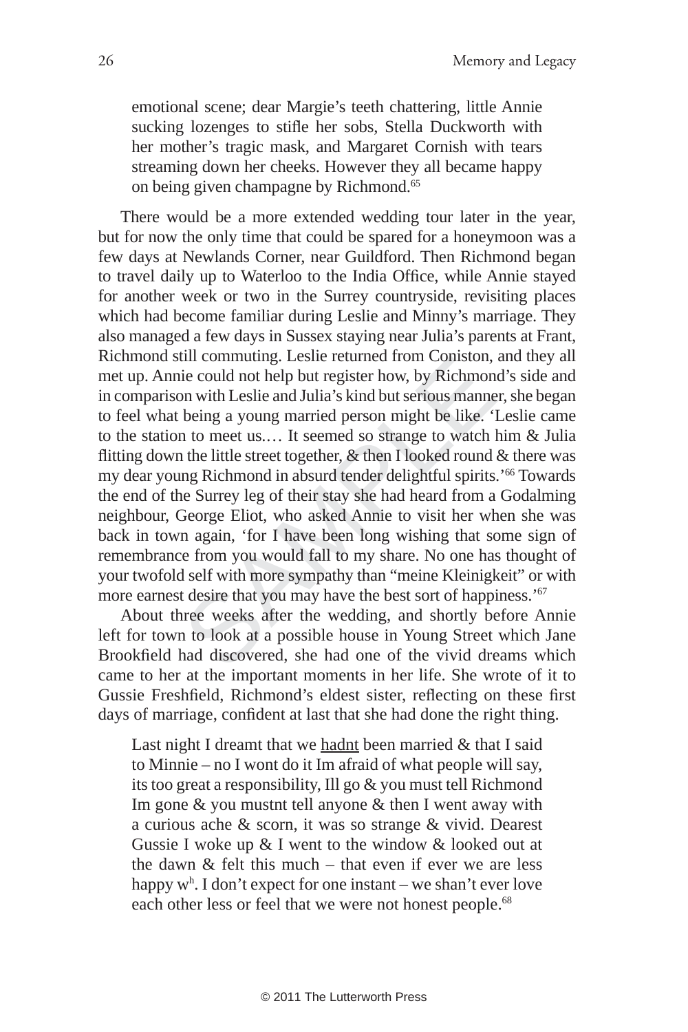emotional scene; dear Margie's teeth chattering, little Annie sucking lozenges to stifle her sobs, Stella Duckworth with her mother's tragic mask, and Margaret Cornish with tears streaming down her cheeks. However they all became happy on being given champagne by Richmond.[65]

There would be a more extended wedding tour later in the year, but for now the only time that could be spared for a honeymoon was a few days at Newlands Corner, near Guildford. Then Richmond began to travel daily up to Waterloo to the India Office, while Annie stayed for another week or two in the Surrey countryside, revisiting places which had become familiar during Leslie and Minny's marriage. They also managed a few days in Sussex staying near Julia's parents at Frant, Richmond still commuting. Leslie returned from Coniston, and they all met up. Annie could not help but register how, by Richmond's side and in comparison with Leslie and Julia's kind but serious manner, she began to feel what being a young married person might be like. 'Leslie came to the station to meet us.… It seemed so strange to watch him & Julia flitting down the little street together, & then I looked round & there was my dear young Richmond in absurd tender delightful spirits.'[66] Towards the end of the Surrey leg of their stay she had heard from a Godalming neighbour, George Eliot, who asked Annie to visit her when she was back in town again, 'for I have been long wishing that some sign of remembrance from you would fall to my share. No one has thought of your twofold self with more sympathy than "meine Kleinigkeit" or with more earnest desire that you may have the best sort of happiness.'[67]

About three weeks after the wedding, and shortly before Annie left for town to look at a possible house in Young Street which Jane Brookfield had discovered, she had one of the vivid dreams which came to her at the important moments in her life. She wrote of it to Gussie Freshfield, Richmond's eldest sister, reflecting on these first days of marriage, confident at last that she had done the right thing.

> Last night I dreamt that we <u>hadnt</u> been married & that I said to Minnie – no I wont do it Im afraid of what people will say, its too great a responsibility, Ill go & you must tell Richmond Im gone & you mustnt tell anyone & then I went away with a curious ache & scorn, it was so strange & vivid. Dearest Gussie I woke up & I went to the window & looked out at the dawn & felt this much – that even if ever we are less happy w[h]. I don't expect for one instant – we shan't ever love each other less or feel that we were not honest people.[68]